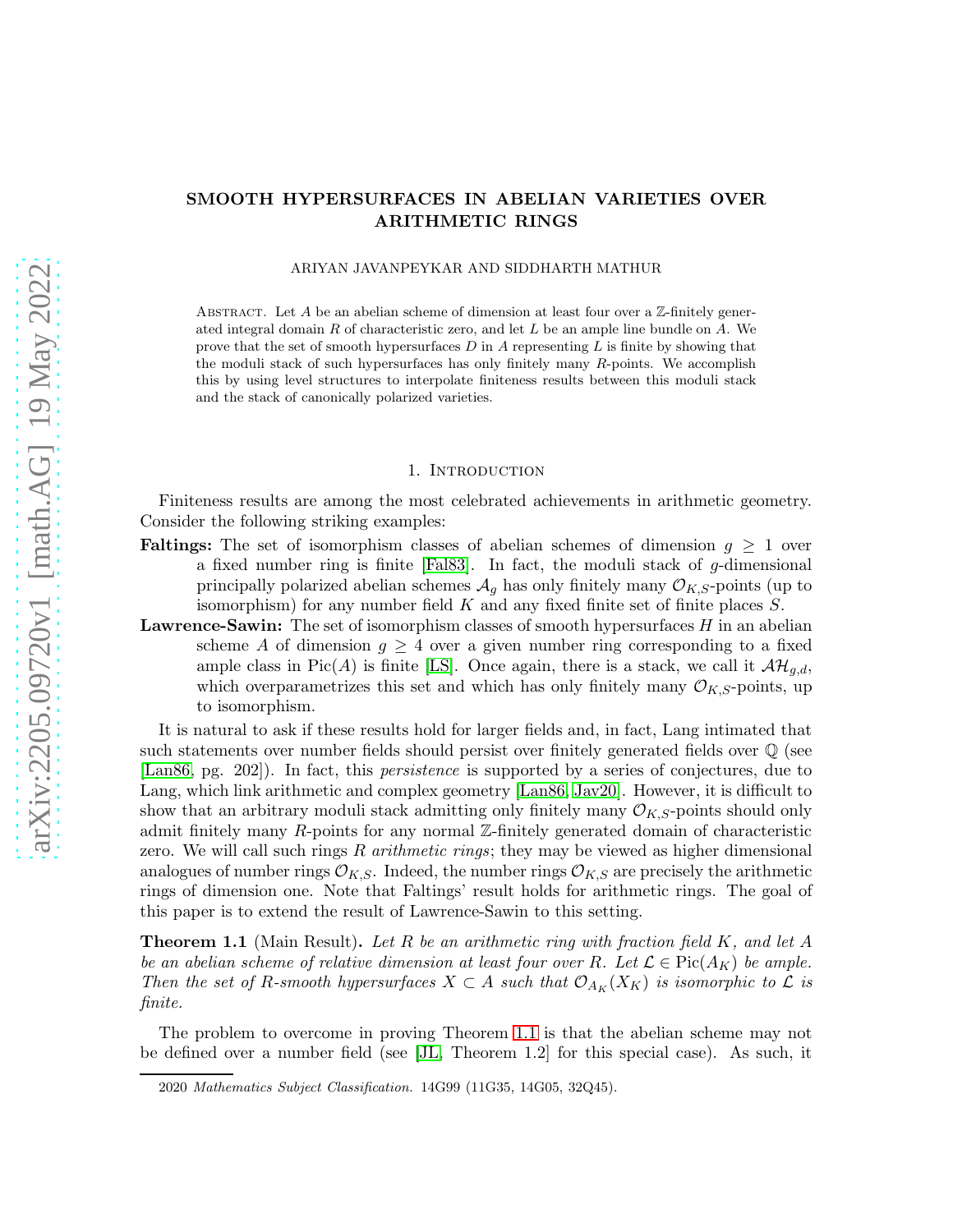# SMOOTH HYPERSURFACES IN ABELIAN VARIETIES OVER ARITHMETIC RINGS

ARIYAN JAVANPEYKAR AND SIDDHARTH MATHUR

Abstract. Let $A$ be an abelian scheme of dimension at least four over a $\mathbb{Z}$-finitely generated integral domain $R$ of characteristic zero, and let $L$ be an ample line bundle on $A$. We prove that the set of smooth hypersurfaces $D$ in $A$ representing $L$ is finite by showing that the moduli stack of such hypersurfaces has only finitely many $R$-points. We accomplish this by using level structures to interpolate finiteness results between this moduli stack and the stack of canonically polarized varieties.

## 1. Introduction

Finiteness results are among the most celebrated achievements in arithmetic geometry. Consider the following striking examples:

**Faltings:** The set of isomorphism classes of abelian schemes of dimension $g \geq 1$ over a fixed number ring is finite [Fal83]. In fact, the moduli stack of $g$-dimensional principally polarized abelian schemes $\mathcal{A}_g$ has only finitely many $\mathcal{O}_{K,S}$-points (up to isomorphism) for any number field $K$ and any fixed finite set of finite places $S$.

**Lawrence-Sawin:** The set of isomorphism classes of smooth hypersurfaces $H$ in an abelian scheme $A$ of dimension $g \geq 4$ over a given number ring corresponding to a fixed ample class in $\mathrm{Pic}(A)$ is finite [LS]. Once again, there is a stack, we call it $\mathcal{AH}_{g,d}$, which overparametrizes this set and which has only finitely many $\mathcal{O}_{K,S}$-points, up to isomorphism.

It is natural to ask if these results hold for larger fields and, in fact, Lang intimated that such statements over number fields should persist over finitely generated fields over $\mathbb{Q}$ (see [Lan86, pg. 202]). In fact, this *persistence* is supported by a series of conjectures, due to Lang, which link arithmetic and complex geometry [Lan86, Jav20]. However, it is difficult to show that an arbitrary moduli stack admitting only finitely many $\mathcal{O}_{K,S}$-points should only admit finitely many $R$-points for any normal $\mathbb{Z}$-finitely generated domain of characteristic zero. We will call such rings $R$ *arithmetic rings*; they may be viewed as higher dimensional analogues of number rings $\mathcal{O}_{K,S}$. Indeed, the number rings $\mathcal{O}_{K,S}$ are precisely the arithmetic rings of dimension one. Note that Faltings' result holds for arithmetic rings. The goal of this paper is to extend the result of Lawrence-Sawin to this setting.

**Theorem 1.1** (Main Result). *Let $R$ be an arithmetic ring with fraction field $K$, and let $A$ be an abelian scheme of relative dimension at least four over $R$. Let $\mathcal{L} \in \mathrm{Pic}(A_K)$ be ample. Then the set of $R$-smooth hypersurfaces $X \subset A$ such that $\mathcal{O}_{A_K}(X_K)$ is isomorphic to $\mathcal{L}$ is finite.*

The problem to overcome in proving Theorem 1.1 is that the abelian scheme may not be defined over a number field (see [JL, Theorem 1.2] for this special case). As such, it

2020 *Mathematics Subject Classification.* 14G99 (11G35, 14G05, 32Q45).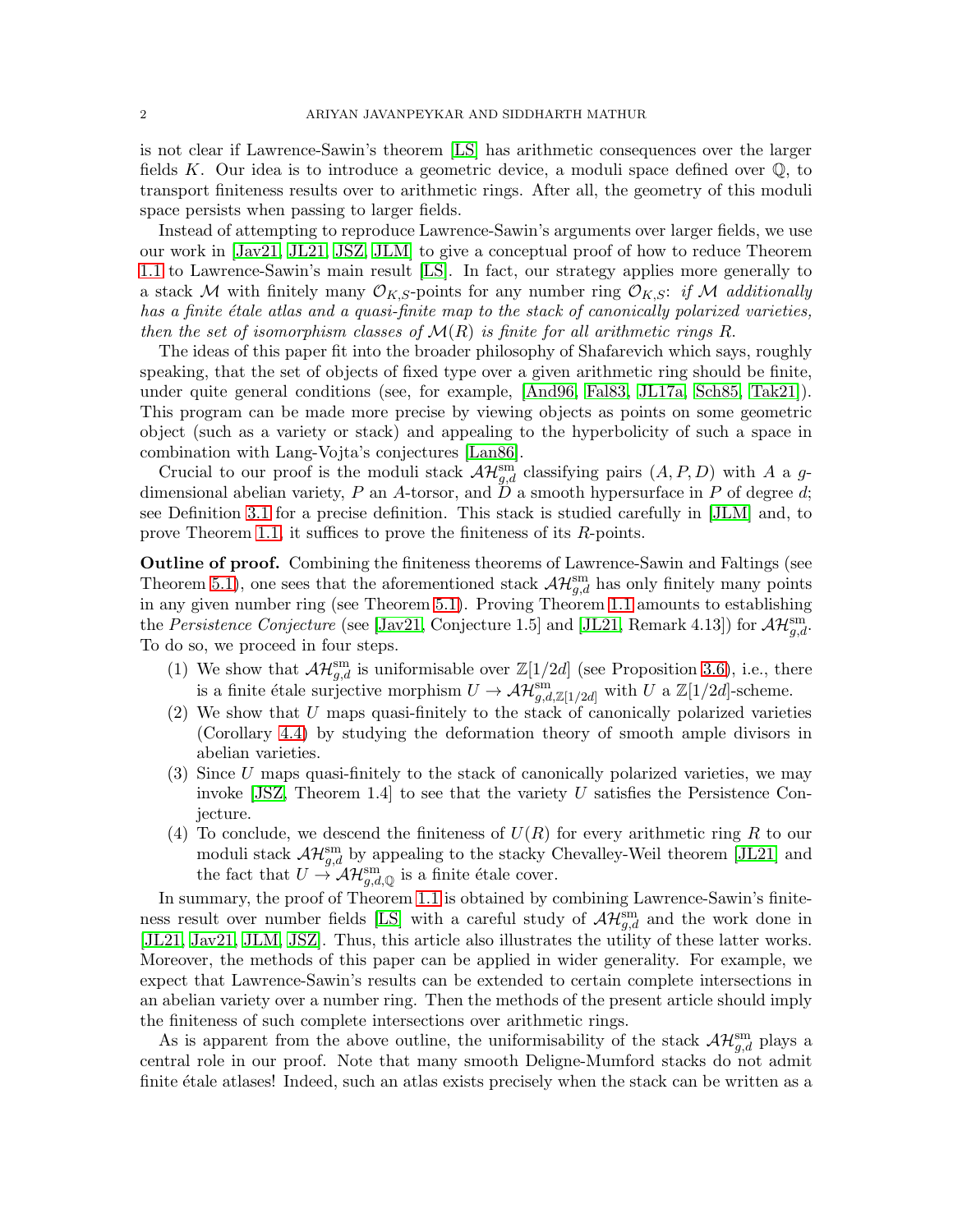is not clear if Lawrence-Sawin's theorem [LS] has arithmetic consequences over the larger fields $K$. Our idea is to introduce a geometric device, a moduli space defined over $\mathbb{Q}$, to transport finiteness results over to arithmetic rings. After all, the geometry of this moduli space persists when passing to larger fields.

Instead of attempting to reproduce Lawrence-Sawin's arguments over larger fields, we use our work in [Jav21, JL21, JSZ, JLM] to give a conceptual proof of how to reduce Theorem 1.1 to Lawrence-Sawin's main result [LS]. In fact, our strategy applies more generally to a stack $\mathcal{M}$ with finitely many $\mathcal{O}_{K,S}$-points for any number ring $\mathcal{O}_{K,S}$: *if $\mathcal{M}$ additionally has a finite étale atlas and a quasi-finite map to the stack of canonically polarized varieties, then the set of isomorphism classes of $\mathcal{M}(R)$ is finite for all arithmetic rings $R$.*

The ideas of this paper fit into the broader philosophy of Shafarevich which says, roughly speaking, that the set of objects of fixed type over a given arithmetic ring should be finite, under quite general conditions (see, for example, [And96, Fal83, JL17a, Sch85, Tak21]). This program can be made more precise by viewing objects as points on some geometric object (such as a variety or stack) and appealing to the hyperbolicity of such a space in combination with Lang-Vojta's conjectures [Lan86].

Crucial to our proof is the moduli stack $\mathcal{AH}^{\mathrm{sm}}_{g,d}$ classifying pairs $(A, P, D)$ with $A$ a $g$-dimensional abelian variety, $P$ an $A$-torsor, and $D$ a smooth hypersurface in $P$ of degree $d$; see Definition 3.1 for a precise definition. This stack is studied carefully in [JLM] and, to prove Theorem 1.1, it suffices to prove the finiteness of its $R$-points.

**Outline of proof.** Combining the finiteness theorems of Lawrence-Sawin and Faltings (see Theorem 5.1), one sees that the aforementioned stack $\mathcal{AH}^{\mathrm{sm}}_{g,d}$ has only finitely many points in any given number ring (see Theorem 5.1). Proving Theorem 1.1 amounts to establishing the *Persistence Conjecture* (see [Jav21, Conjecture 1.5] and [JL21, Remark 4.13]) for $\mathcal{AH}^{\mathrm{sm}}_{g,d}$. To do so, we proceed in four steps.

1. We show that $\mathcal{AH}^{\mathrm{sm}}_{g,d}$ is uniformisable over $\mathbb{Z}[1/2d]$ (see Proposition 3.6), i.e., there is a finite étale surjective morphism $U \to \mathcal{AH}^{\mathrm{sm}}_{g,d,\mathbb{Z}[1/2d]}$ with $U$ a $\mathbb{Z}[1/2d]$-scheme.
2. We show that $U$ maps quasi-finitely to the stack of canonically polarized varieties (Corollary 4.4) by studying the deformation theory of smooth ample divisors in abelian varieties.
3. Since $U$ maps quasi-finitely to the stack of canonically polarized varieties, we may invoke [JSZ, Theorem 1.4] to see that the variety $U$ satisfies the Persistence Conjecture.
4. To conclude, we descend the finiteness of $U(R)$ for every arithmetic ring $R$ to our moduli stack $\mathcal{AH}^{\mathrm{sm}}_{g,d}$ by appealing to the stacky Chevalley-Weil theorem [JL21] and the fact that $U \to \mathcal{AH}^{\mathrm{sm}}_{g,d,\mathbb{Q}}$ is a finite étale cover.

In summary, the proof of Theorem 1.1 is obtained by combining Lawrence-Sawin's finiteness result over number fields [LS] with a careful study of $\mathcal{AH}^{\mathrm{sm}}_{g,d}$ and the work done in [JL21, Jav21, JLM, JSZ]. Thus, this article also illustrates the utility of these latter works. Moreover, the methods of this paper can be applied in wider generality. For example, we expect that Lawrence-Sawin's results can be extended to certain complete intersections in an abelian variety over a number ring. Then the methods of the present article should imply the finiteness of such complete intersections over arithmetic rings.

As is apparent from the above outline, the uniformisability of the stack $\mathcal{AH}^{\mathrm{sm}}_{g,d}$ plays a central role in our proof. Note that many smooth Deligne-Mumford stacks do not admit finite étale atlases! Indeed, such an atlas exists precisely when the stack can be written as a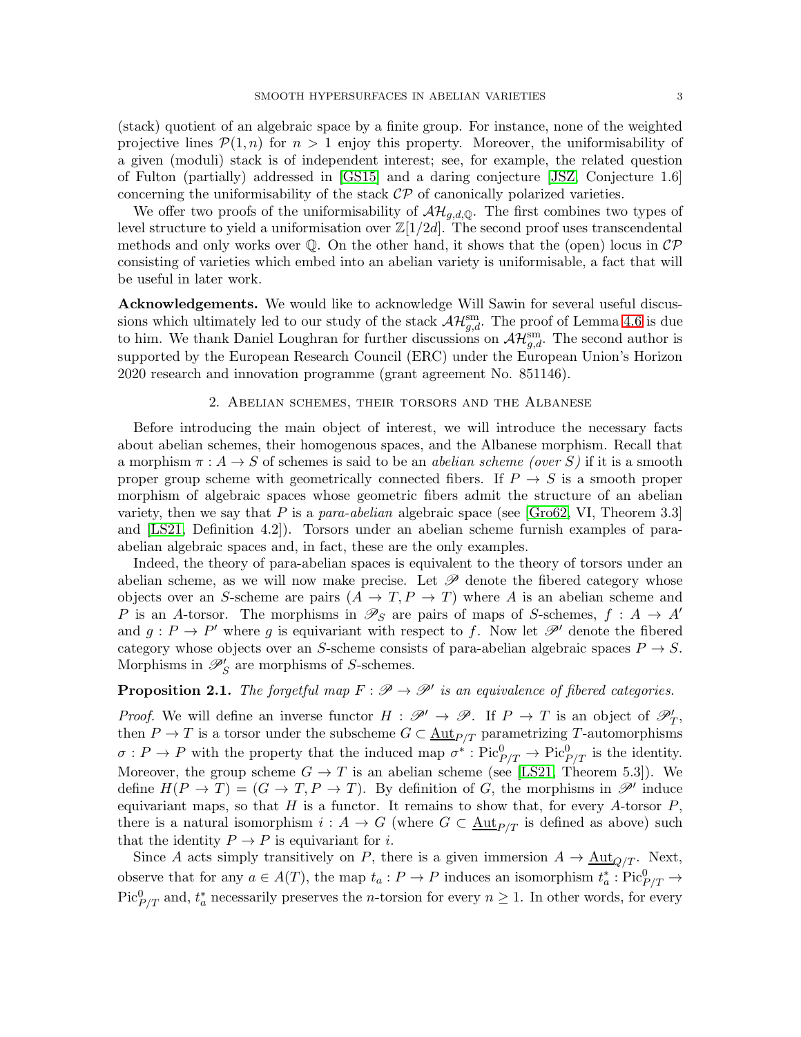(stack) quotient of an algebraic space by a finite group. For instance, none of the weighted projective lines $\mathcal{P}(1,n)$ for $n > 1$ enjoy this property. Moreover, the uniformisability of a given (moduli) stack is of independent interest; see, for example, the related question of Fulton (partially) addressed in [GS15] and a daring conjecture [JSZ, Conjecture 1.6] concerning the uniformisability of the stack $\mathcal{CP}$ of canonically polarized varieties.

We offer two proofs of the uniformisability of $\mathcal{AH}_{g,d,\mathbb{Q}}$. The first combines two types of level structure to yield a uniformisation over $\mathbb{Z}[1/2d]$. The second proof uses transcendental methods and only works over $\mathbb{Q}$. On the other hand, it shows that the (open) locus in $\mathcal{CP}$ consisting of varieties which embed into an abelian variety is uniformisable, a fact that will be useful in later work.

**Acknowledgements.** We would like to acknowledge Will Sawin for several useful discussions which ultimately led to our study of the stack $\mathcal{AH}^{\mathrm{sm}}_{g,d}$. The proof of Lemma 4.6 is due to him. We thank Daniel Loughran for further discussions on $\mathcal{AH}^{\mathrm{sm}}_{g,d}$. The second author is supported by the European Research Council (ERC) under the European Union's Horizon 2020 research and innovation programme (grant agreement No. 851146).

## 2. Abelian schemes, their torsors and the Albanese

Before introducing the main object of interest, we will introduce the necessary facts about abelian schemes, their homogenous spaces, and the Albanese morphism. Recall that a morphism $\pi : A \to S$ of schemes is said to be an *abelian scheme (over $S$)* if it is a smooth proper group scheme with geometrically connected fibers. If $P \to S$ is a smooth proper morphism of algebraic spaces whose geometric fibers admit the structure of an abelian variety, then we say that $P$ is a *para-abelian* algebraic space (see [Gro62, VI, Theorem 3.3] and [LS21, Definition 4.2]). Torsors under an abelian scheme furnish examples of para-abelian algebraic spaces and, in fact, these are the only examples.

Indeed, the theory of para-abelian spaces is equivalent to the theory of torsors under an abelian scheme, as we will now make precise. Let $\mathscr{P}$ denote the fibered category whose objects over an $S$-scheme are pairs $(A \to T, P \to T)$ where $A$ is an abelian scheme and $P$ is an $A$-torsor. The morphisms in $\mathscr{P}_S$ are pairs of maps of $S$-schemes, $f : A \to A'$ and $g : P \to P'$ where $g$ is equivariant with respect to $f$. Now let $\mathscr{P}'$ denote the fibered category whose objects over an $S$-scheme consists of para-abelian algebraic spaces $P \to S$. Morphisms in $\mathscr{P}'_S$ are morphisms of $S$-schemes.

**Proposition 2.1.** *The forgetful map $F : \mathscr{P} \to \mathscr{P}'$ is an equivalence of fibered categories.*

*Proof.* We will define an inverse functor $H : \mathscr{P}' \to \mathscr{P}$. If $P \to T$ is an object of $\mathscr{P}'_T$, then $P \to T$ is a torsor under the subscheme $G \subset \underline{\mathrm{Aut}}_{P/T}$ parametrizing $T$-automorphisms $\sigma : P \to P$ with the property that the induced map $\sigma^* : \mathrm{Pic}^0_{P/T} \to \mathrm{Pic}^0_{P/T}$ is the identity. Moreover, the group scheme $G \to T$ is an abelian scheme (see [LS21, Theorem 5.3]). We define $H(P \to T) = (G \to T, P \to T)$. By definition of $G$, the morphisms in $\mathscr{P}'$ induce equivariant maps, so that $H$ is a functor. It remains to show that, for every $A$-torsor $P$, there is a natural isomorphism $i : A \to G$ (where $G \subset \underline{\mathrm{Aut}}_{P/T}$ is defined as above) such that the identity $P \to P$ is equivariant for $i$.

Since $A$ acts simply transitively on $P$, there is a given immersion $A \to \underline{\mathrm{Aut}}_{Q/T}$. Next, observe that for any $a \in A(T)$, the map $t_a : P \to P$ induces an isomorphism $t_a^* : \mathrm{Pic}^0_{P/T} \to \mathrm{Pic}^0_{P/T}$ and, $t_a^*$ necessarily preserves the $n$-torsion for every $n \geq 1$. In other words, for every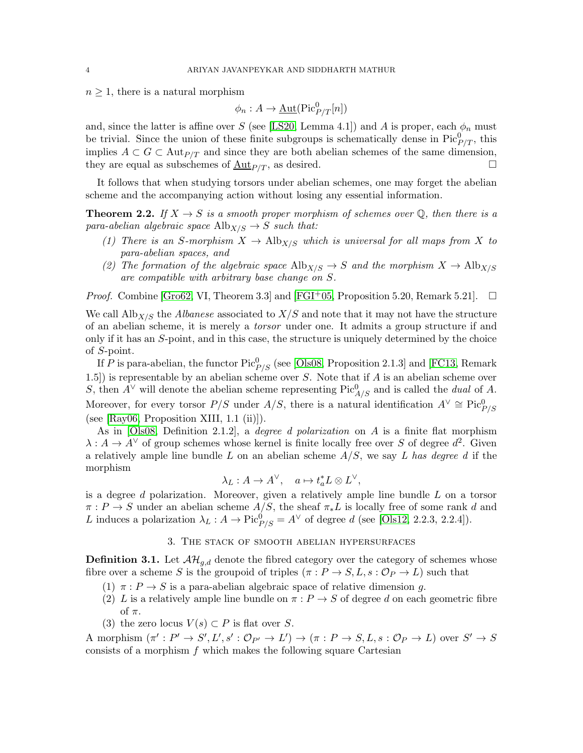$n \geq 1$, there is a natural morphism

$$\phi_n : A \to \underline{\mathrm{Aut}}(\mathrm{Pic}^0_{P/T}[n])$$

and, since the latter is affine over $S$ (see [LS20, Lemma 4.1]) and $A$ is proper, each $\phi_n$ must be trivial. Since the union of these finite subgroups is schematically dense in $\mathrm{Pic}^0_{P/T}$, this implies $A \subset G \subset \mathrm{Aut}_{P/T}$ and since they are both abelian schemes of the same dimension, they are equal as subschemes of $\underline{\mathrm{Aut}}_{P/T}$, as desired. □

It follows that when studying torsors under abelian schemes, one may forget the abelian scheme and the accompanying action without losing any essential information.

**Theorem 2.2.** *If $X \to S$ is a smooth proper morphism of schemes over $\mathbb{Q}$, then there is a para-abelian algebraic space $\mathrm{Alb}_{X/S} \to S$ such that:*

1. *There is an $S$-morphism $X \to \mathrm{Alb}_{X/S}$ which is universal for all maps from $X$ to para-abelian spaces, and*
2. *The formation of the algebraic space $\mathrm{Alb}_{X/S} \to S$ and the morphism $X \to \mathrm{Alb}_{X/S}$ are compatible with arbitrary base change on $S$.*

*Proof.* Combine [Gro62, VI, Theorem 3.3] and [FGI+05, Proposition 5.20, Remark 5.21]. □

We call $\mathrm{Alb}_{X/S}$ the *Albanese* associated to $X/S$ and note that it may not have the structure of an abelian scheme, it is merely a *torsor* under one. It admits a group structure if and only if it has an $S$-point, and in this case, the structure is uniquely determined by the choice of $S$-point.

If $P$ is para-abelian, the functor $\mathrm{Pic}^0_{P/S}$ (see [Ols08, Proposition 2.1.3] and [FC13, Remark 1.5]) is representable by an abelian scheme over $S$. Note that if $A$ is an abelian scheme over $S$, then $A^\vee$ will denote the abelian scheme representing $\mathrm{Pic}^0_{A/S}$ and is called the *dual* of $A$. Moreover, for every torsor $P/S$ under $A/S$, there is a natural identification $A^\vee \cong \mathrm{Pic}^0_{P/S}$ (see [Ray06, Proposition XIII, 1.1 (ii)]).

As in [Ols08, Definition 2.1.2], a *degree $d$ polarization* on $A$ is a finite flat morphism $\lambda : A \to A^\vee$ of group schemes whose kernel is finite locally free over $S$ of degree $d^2$. Given a relatively ample line bundle $L$ on an abelian scheme $A/S$, we say $L$ *has degree $d$* if the morphism

$$\lambda_L : A \to A^\vee, \quad a \mapsto t_a^* L \otimes L^\vee,$$

is a degree $d$ polarization. Moreover, given a relatively ample line bundle $L$ on a torsor $\pi : P \to S$ under an abelian scheme $A/S$, the sheaf $\pi_* L$ is locally free of some rank $d$ and $L$ induces a polarization $\lambda_L : A \to \mathrm{Pic}^0_{P/S} = A^\vee$ of degree $d$ (see [Ols12, 2.2.3, 2.2.4]).

## 3. The stack of smooth abelian hypersurfaces

**Definition 3.1.** Let $\mathcal{AH}_{g,d}$ denote the fibred category over the category of schemes whose fibre over a scheme $S$ is the groupoid of triples $(\pi : P \to S, L, s : \mathcal{O}_P \to L)$ such that

1. $\pi : P \to S$ is a para-abelian algebraic space of relative dimension $g$.
2. $L$ is a relatively ample line bundle on $\pi : P \to S$ of degree $d$ on each geometric fibre of $\pi$.
3. the zero locus $V(s) \subset P$ is flat over $S$.

A morphism $(\pi' : P' \to S', L', s' : \mathcal{O}_{P'} \to L') \to (\pi : P \to S, L, s : \mathcal{O}_P \to L)$ over $S' \to S$ consists of a morphism $f$ which makes the following square Cartesian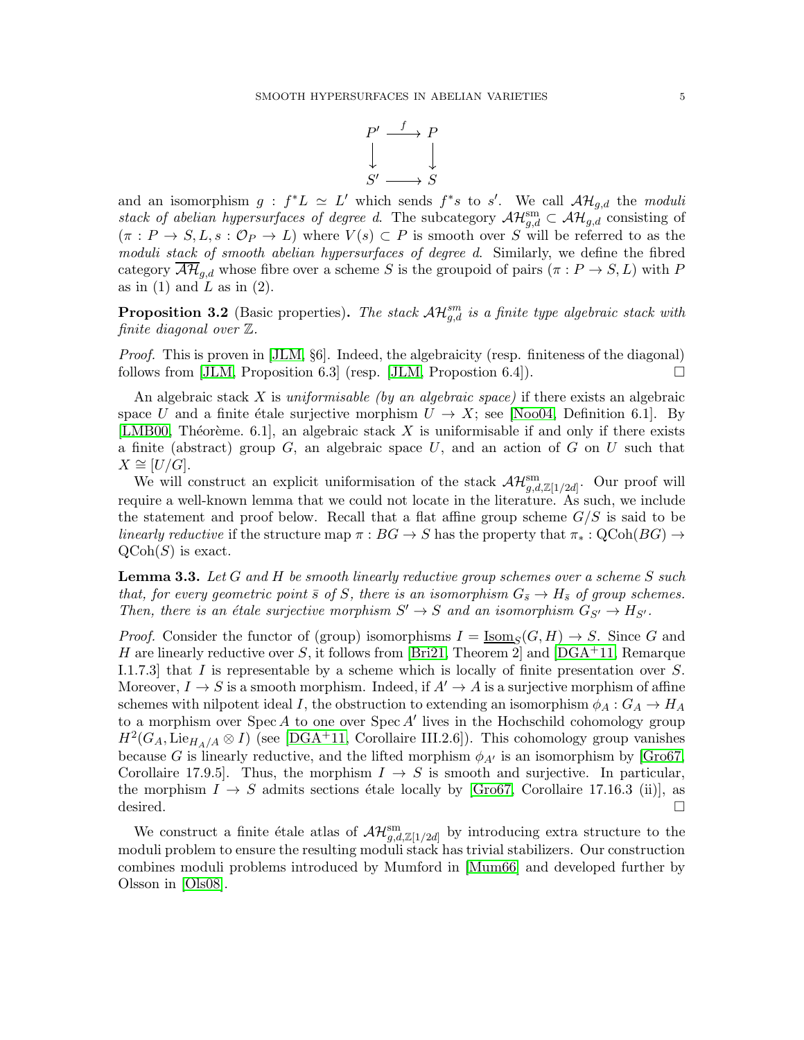$$\begin{array}{ccc} P' & \xrightarrow{f} & P \\ \downarrow & & \downarrow \\ S' & \longrightarrow & S \end{array}$$

and an isomorphism $g : f^*L \simeq L'$ which sends $f^*s$ to $s'$. We call $\mathcal{AH}_{g,d}$ the *moduli stack of abelian hypersurfaces of degree* $d$. The subcategory $\mathcal{AH}_{g,d}^{\mathrm{sm}} \subset \mathcal{AH}_{g,d}$ consisting of $(\pi : P \to S, L, s : \mathcal{O}_P \to L)$ where $V(s) \subset P$ is smooth over $S$ will be referred to as the *moduli stack of smooth abelian hypersurfaces of degree* $d$. Similarly, we define the fibred category $\overline{\mathcal{AH}}_{g,d}$ whose fibre over a scheme $S$ is the groupoid of pairs $(\pi : P \to S, L)$ with $P$ as in (1) and $L$ as in (2).

**Proposition 3.2** (Basic properties)**.** *The stack $\mathcal{AH}_{g,d}^{sm}$ is a finite type algebraic stack with finite diagonal over $\mathbb{Z}$.*

*Proof.* This is proven in [JLM, §6]. Indeed, the algebraicity (resp. finiteness of the diagonal) follows from [JLM, Proposition 6.3] (resp. [JLM, Propostion 6.4]). □

An algebraic stack $X$ is *uniformisable (by an algebraic space)* if there exists an algebraic space $U$ and a finite étale surjective morphism $U \to X$; see [Noo04, Definition 6.1]. By [LMB00, Théorème. 6.1], an algebraic stack $X$ is uniformisable if and only if there exists a finite (abstract) group $G$, an algebraic space $U$, and an action of $G$ on $U$ such that $X \cong [U/G]$.

We will construct an explicit uniformisation of the stack $\mathcal{AH}_{g,d,\mathbb{Z}[1/2d]}^{\mathrm{sm}}$. Our proof will require a well-known lemma that we could not locate in the literature. As such, we include the statement and proof below. Recall that a flat affine group scheme $G/S$ is said to be *linearly reductive* if the structure map $\pi : BG \to S$ has the property that $\pi_* : \mathrm{QCoh}(BG) \to \mathrm{QCoh}(S)$ is exact.

**Lemma 3.3.** *Let $G$ and $H$ be smooth linearly reductive group schemes over a scheme $S$ such that, for every geometric point $\bar{s}$ of $S$, there is an isomorphism $G_{\bar{s}} \to H_{\bar{s}}$ of group schemes. Then, there is an étale surjective morphism $S' \to S$ and an isomorphism $G_{S'} \to H_{S'}$.*

*Proof.* Consider the functor of (group) isomorphisms $I = \underline{\mathrm{Isom}}_S(G, H) \to S$. Since $G$ and $H$ are linearly reductive over $S$, it follows from [Bri21, Theorem 2] and [DGA+11, Remarque I.1.7.3] that $I$ is representable by a scheme which is locally of finite presentation over $S$. Moreover, $I \to S$ is a smooth morphism. Indeed, if $A' \to A$ is a surjective morphism of affine schemes with nilpotent ideal $I$, the obstruction to extending an isomorphism $\phi_A : G_A \to H_A$ to a morphism over $\mathrm{Spec}\, A$ to one over $\mathrm{Spec}\, A'$ lives in the Hochschild cohomology group $H^2(G_A, \mathrm{Lie}_{H_A/A} \otimes I)$ (see [DGA+11, Corollaire III.2.6]). This cohomology group vanishes because $G$ is linearly reductive, and the lifted morphism $\phi_{A'}$ is an isomorphism by [Gro67, Corollaire 17.9.5]. Thus, the morphism $I \to S$ is smooth and surjective. In particular, the morphism $I \to S$ admits sections étale locally by [Gro67, Corollaire 17.16.3 (ii)], as desired. □

We construct a finite étale atlas of $\mathcal{AH}_{g,d,\mathbb{Z}[1/2d]}^{\mathrm{sm}}$ by introducing extra structure to the moduli problem to ensure the resulting moduli stack has trivial stabilizers. Our construction combines moduli problems introduced by Mumford in [Mum66] and developed further by Olsson in [Ols08].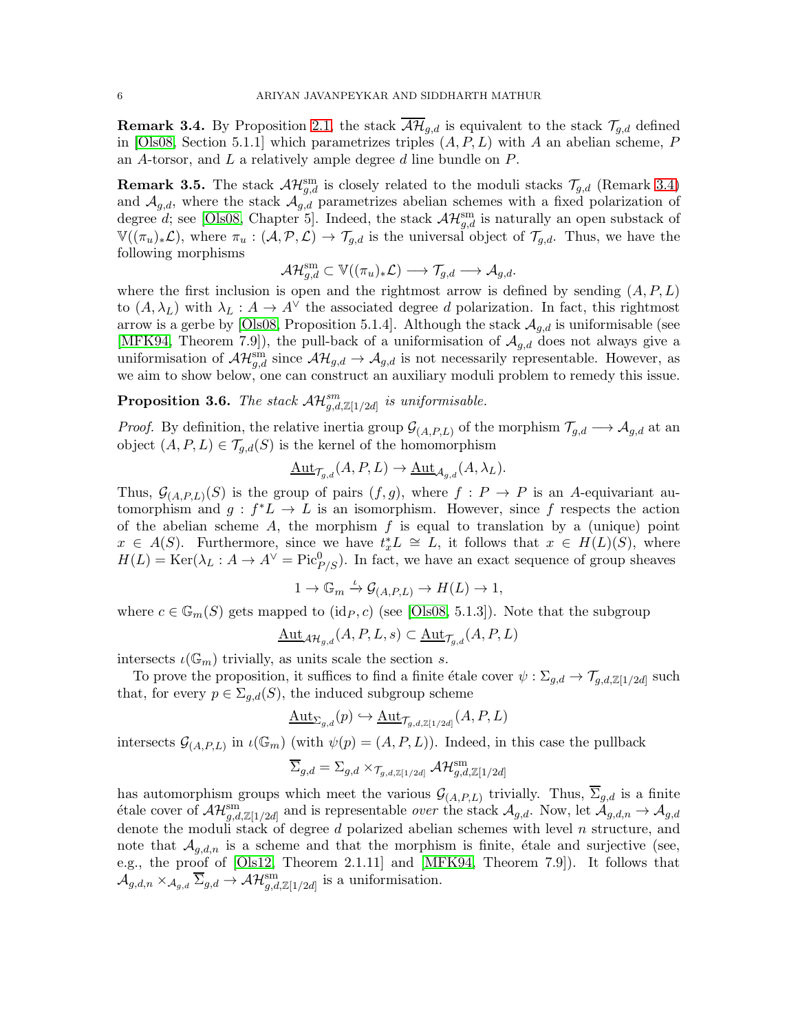**Remark 3.4.** By Proposition 2.1, the stack $\overline{\mathcal{AH}}_{g,d}$ is equivalent to the stack $\mathcal{T}_{g,d}$ defined in [Ols08, Section 5.1.1] which parametrizes triples $(A, P, L)$ with $A$ an abelian scheme, $P$ an $A$-torsor, and $L$ a relatively ample degree $d$ line bundle on $P$.

**Remark 3.5.** The stack $\mathcal{AH}^{\mathrm{sm}}_{g,d}$ is closely related to the moduli stacks $\mathcal{T}_{g,d}$ (Remark 3.4) and $\mathcal{A}_{g,d}$, where the stack $\mathcal{A}_{g,d}$ parametrizes abelian schemes with a fixed polarization of degree $d$; see [Ols08, Chapter 5]. Indeed, the stack $\mathcal{AH}^{\mathrm{sm}}_{g,d}$ is naturally an open substack of $\mathbb{V}((\pi_u)_*\mathcal{L})$, where $\pi_u : (\mathcal{A}, \mathcal{P}, \mathcal{L}) \to \mathcal{T}_{g,d}$ is the universal object of $\mathcal{T}_{g,d}$. Thus, we have the following morphisms

$$\mathcal{AH}^{\mathrm{sm}}_{g,d} \subset \mathbb{V}((\pi_u)_*\mathcal{L}) \longrightarrow \mathcal{T}_{g,d} \longrightarrow \mathcal{A}_{g,d}.$$

where the first inclusion is open and the rightmost arrow is defined by sending $(A, P, L)$ to $(A, \lambda_L)$ with $\lambda_L : A \to A^\vee$ the associated degree $d$ polarization. In fact, this rightmost arrow is a gerbe by [Ols08, Proposition 5.1.4]. Although the stack $\mathcal{A}_{g,d}$ is uniformisable (see [MFK94, Theorem 7.9]), the pull-back of a uniformisation of $\mathcal{A}_{g,d}$ does not always give a uniformisation of $\mathcal{AH}^{\mathrm{sm}}_{g,d}$ since $\mathcal{AH}_{g,d} \to \mathcal{A}_{g,d}$ is not necessarily representable. However, as we aim to show below, one can construct an auxiliary moduli problem to remedy this issue.

**Proposition 3.6.** *The stack $\mathcal{AH}^{sm}_{g,d,\mathbb{Z}[1/2d]}$ is uniformisable.*

*Proof.* By definition, the relative inertia group $\mathcal{G}_{(A,P,L)}$ of the morphism $\mathcal{T}_{g,d} \longrightarrow \mathcal{A}_{g,d}$ at an object $(A, P, L) \in \mathcal{T}_{g,d}(S)$ is the kernel of the homomorphism

$$\underline{\mathrm{Aut}}_{\mathcal{T}_{g,d}}(A, P, L) \to \underline{\mathrm{Aut}}_{\mathcal{A}_{g,d}}(A, \lambda_L).$$

Thus, $\mathcal{G}_{(A,P,L)}(S)$ is the group of pairs $(f, g)$, where $f : P \to P$ is an $A$-equivariant automorphism and $g : f^*L \to L$ is an isomorphism. However, since $f$ respects the action of the abelian scheme $A$, the morphism $f$ is equal to translation by a (unique) point $x \in A(S)$. Furthermore, since we have $t_x^*L \cong L$, it follows that $x \in H(L)(S)$, where $H(L) = \mathrm{Ker}(\lambda_L : A \to A^\vee = \mathrm{Pic}^0_{P/S})$. In fact, we have an exact sequence of group sheaves

$$1 \to \mathbb{G}_m \xrightarrow{\iota} \mathcal{G}_{(A,P,L)} \to H(L) \to 1,$$

where $c \in \mathbb{G}_m(S)$ gets mapped to $(\mathrm{id}_P, c)$ (see [Ols08, 5.1.3]). Note that the subgroup

$$\underline{\mathrm{Aut}}_{\mathcal{AH}_{g,d}}(A, P, L, s) \subset \underline{\mathrm{Aut}}_{\mathcal{T}_{g,d}}(A, P, L)$$

intersects $\iota(\mathbb{G}_m)$ trivially, as units scale the section $s$.

To prove the proposition, it suffices to find a finite étale cover $\psi : \Sigma_{g,d} \to \mathcal{T}_{g,d,\mathbb{Z}[1/2d]}$ such that, for every $p \in \Sigma_{g,d}(S)$, the induced subgroup scheme

$$\underline{\mathrm{Aut}}_{\Sigma_{g,d}}(p) \hookrightarrow \underline{\mathrm{Aut}}_{\mathcal{T}_{g,d,\mathbb{Z}[1/2d]}}(A, P, L)$$

intersects $\mathcal{G}_{(A,P,L)}$ in $\iota(\mathbb{G}_m)$ (with $\psi(p) = (A, P, L)$). Indeed, in this case the pullback

$$\overline{\Sigma}_{g,d} = \Sigma_{g,d} \times_{\mathcal{T}_{g,d,\mathbb{Z}[1/2d]}} \mathcal{AH}^{\mathrm{sm}}_{g,d,\mathbb{Z}[1/2d]}$$

has automorphism groups which meet the various $\mathcal{G}_{(A,P,L)}$ trivially. Thus, $\overline{\Sigma}_{g,d}$ is a finite étale cover of $\mathcal{AH}^{\mathrm{sm}}_{g,d,\mathbb{Z}[1/2d]}$ and is representable *over* the stack $\mathcal{A}_{g,d}$. Now, let $\mathcal{A}_{g,d,n} \to \mathcal{A}_{g,d}$ denote the moduli stack of degree $d$ polarized abelian schemes with level $n$ structure, and note that $\mathcal{A}_{g,d,n}$ is a scheme and that the morphism is finite, étale and surjective (see, e.g., the proof of [Ols12, Theorem 2.1.11] and [MFK94, Theorem 7.9]). It follows that $\mathcal{A}_{g,d,n} \times_{\mathcal{A}_{g,d}} \overline{\Sigma}_{g,d} \to \mathcal{AH}^{\mathrm{sm}}_{g,d,\mathbb{Z}[1/2d]}$ is a uniformisation.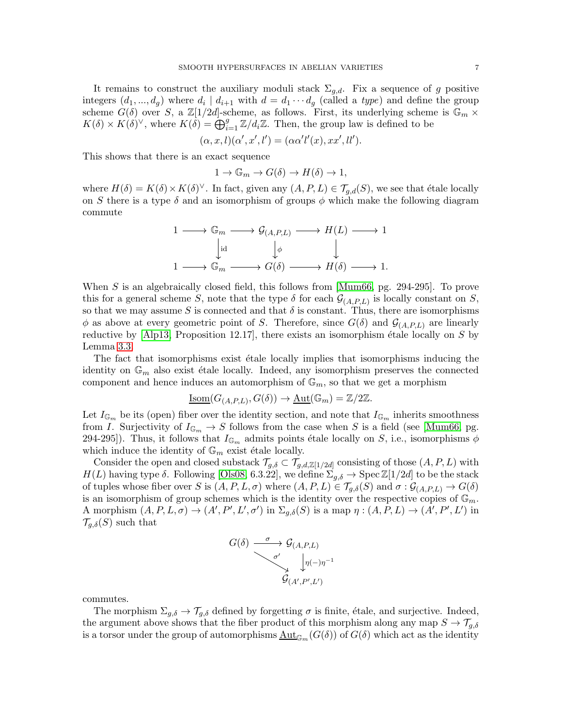It remains to construct the auxiliary moduli stack $\Sigma_{g,d}$. Fix a sequence of $g$ positive integers $(d_1, ..., d_g)$ where $d_i \mid d_{i+1}$ with $d = d_1 \cdots d_g$ (called a *type*) and define the group scheme $G(\delta)$ over $S$, a $\mathbb{Z}[1/2d]$-scheme, as follows. First, its underlying scheme is $\mathbb{G}_m \times K(\delta) \times K(\delta)^\vee$, where $K(\delta) = \bigoplus_{i=1}^{g} \mathbb{Z}/d_i\mathbb{Z}$. Then, the group law is defined to be

$$(\alpha, x, l)(\alpha', x', l') = (\alpha\alpha' l'(x), xx', ll').$$

This shows that there is an exact sequence

$$1 \to \mathbb{G}_m \to G(\delta) \to H(\delta) \to 1,$$

where $H(\delta) = K(\delta) \times K(\delta)^\vee$. In fact, given any $(A, P, L) \in \mathcal{T}_{g,d}(S)$, we see that étale locally on $S$ there is a type $\delta$ and an isomorphism of groups $\phi$ which make the following diagram commute

$$\begin{array}{ccccccccc}
1 & \longrightarrow & \mathbb{G}_m & \longrightarrow & \mathcal{G}_{(A,P,L)} & \longrightarrow & H(L) & \longrightarrow & 1 \\
 & & \downarrow{\scriptstyle \mathrm{id}} & & \downarrow{\scriptstyle \phi} & & \downarrow & & \\
1 & \longrightarrow & \mathbb{G}_m & \longrightarrow & G(\delta) & \longrightarrow & H(\delta) & \longrightarrow & 1.
\end{array}$$

When $S$ is an algebraically closed field, this follows from [Mum66, pg. 294-295]. To prove this for a general scheme $S$, note that the type $\delta$ for each $\mathcal{G}_{(A,P,L)}$ is locally constant on $S$, so that we may assume $S$ is connected and that $\delta$ is constant. Thus, there are isomorphisms $\phi$ as above at every geometric point of $S$. Therefore, since $G(\delta)$ and $\mathcal{G}_{(A,P,L)}$ are linearly reductive by [Alp13, Proposition 12.17], there exists an isomorphism étale locally on $S$ by Lemma 3.3.

The fact that isomorphisms exist étale locally implies that isomorphisms inducing the identity on $\mathbb{G}_m$ also exist étale locally. Indeed, any isomorphism preserves the connected component and hence induces an automorphism of $\mathbb{G}_m$, so that we get a morphism

$$\underline{\mathrm{Isom}}(G_{(A,P,L)}, G(\delta)) \to \underline{\mathrm{Aut}}(\mathbb{G}_m) = \mathbb{Z}/2\mathbb{Z}.$$

Let $I_{\mathbb{G}_m}$ be its (open) fiber over the identity section, and note that $I_{\mathbb{G}_m}$ inherits smoothness from $I$. Surjectivity of $I_{\mathbb{G}_m} \to S$ follows from the case when $S$ is a field (see [Mum66, pg. 294-295]). Thus, it follows that $I_{\mathbb{G}_m}$ admits points étale locally on $S$, i.e., isomorphisms $\phi$ which induce the identity of $\mathbb{G}_m$ exist étale locally.

Consider the open and closed substack $\mathcal{T}_{g,\delta} \subset \mathcal{T}_{g,d,\mathbb{Z}[1/2d]}$ consisting of those $(A, P, L)$ with $H(L)$ having type $\delta$. Following [Ols08, 6.3.22], we define $\Sigma_{g,\delta} \to \operatorname{Spec} \mathbb{Z}[1/2d]$ to be the stack of tuples whose fiber over $S$ is $(A, P, L, \sigma)$ where $(A, P, L) \in \mathcal{T}_{g,\delta}(S)$ and $\sigma : \mathcal{G}_{(A,P,L)} \to G(\delta)$ is an isomorphism of group schemes which is the identity over the respective copies of $\mathbb{G}_m$. A morphism $(A, P, L, \sigma) \to (A', P', L', \sigma')$ in $\Sigma_{g,\delta}(S)$ is a map $\eta : (A, P, L) \to (A', P', L')$ in $\mathcal{T}_{g,\delta}(S)$ such that

$$\begin{array}{ccc}
G(\delta) & \xrightarrow{\sigma} & \mathcal{G}_{(A,P,L)} \\
 & \searrow^{\sigma'} & \downarrow{\scriptstyle \eta(-)\eta^{-1}} \\
 & & \mathcal{G}_{(A',P',L')}
\end{array}$$

commutes.

The morphism $\Sigma_{g,\delta} \to \mathcal{T}_{g,\delta}$ defined by forgetting $\sigma$ is finite, étale, and surjective. Indeed, the argument above shows that the fiber product of this morphism along any map $S \to \mathcal{T}_{g,\delta}$ is a torsor under the group of automorphisms $\underline{\mathrm{Aut}}_{\mathbb{G}_m}(G(\delta))$ of $G(\delta)$ which act as the identity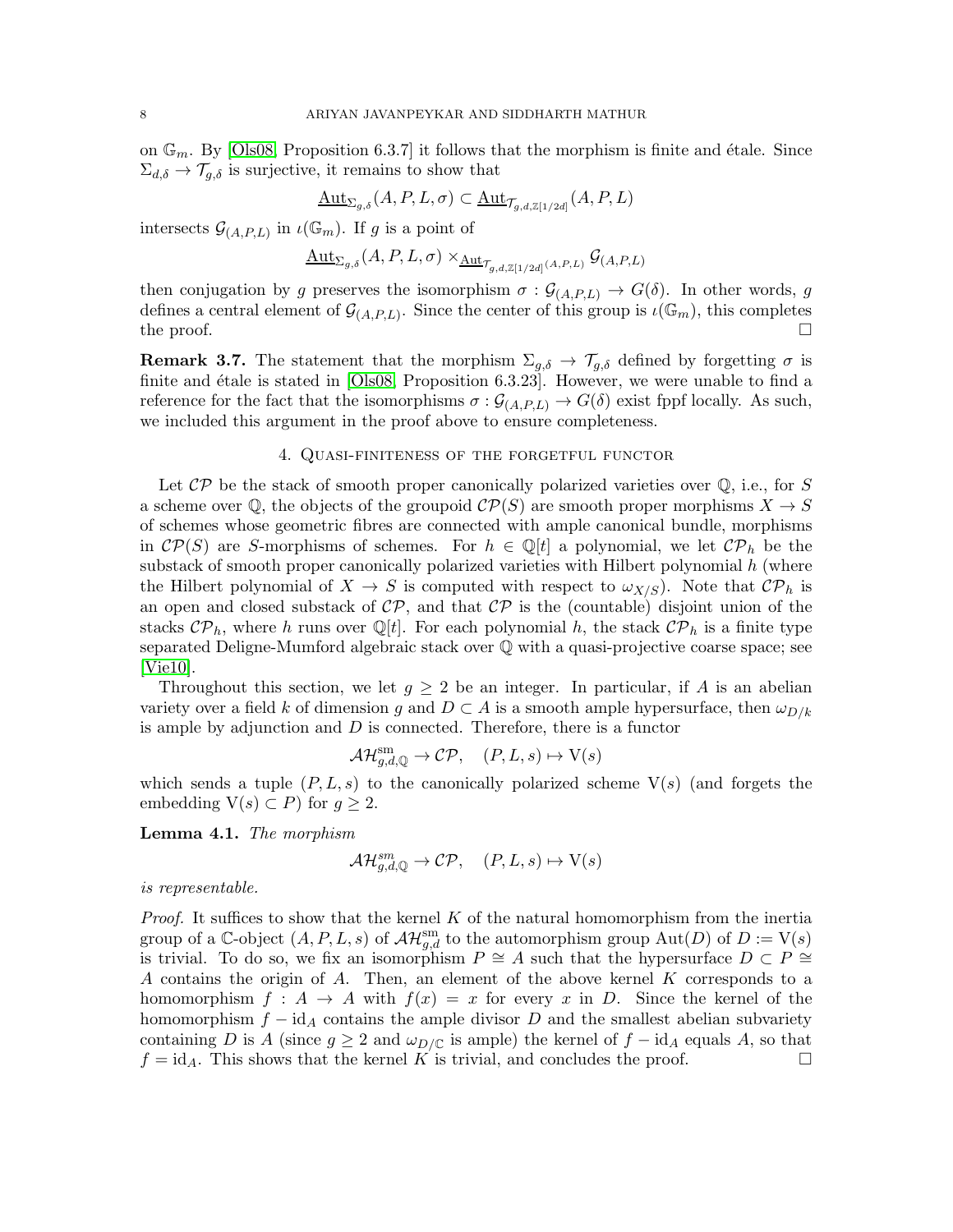on $\mathbb{G}_m$. By [Ols08, Proposition 6.3.7] it follows that the morphism is finite and étale. Since $\Sigma_{d,\delta} \to \mathcal{T}_{g,\delta}$ is surjective, it remains to show that

$$\underline{\mathrm{Aut}}_{\Sigma_{g,\delta}}(A, P, L, \sigma) \subset \underline{\mathrm{Aut}}_{\mathcal{T}_{g,d,\mathbb{Z}[1/2d]}}(A, P, L)$$

intersects $\mathcal{G}_{(A,P,L)}$ in $\iota(\mathbb{G}_m)$. If $g$ is a point of

$$\underline{\mathrm{Aut}}_{\Sigma_{g,\delta}}(A, P, L, \sigma) \times_{\underline{\mathrm{Aut}}_{\mathcal{T}_{g,d,\mathbb{Z}[1/2d]}}(A,P,L)} \mathcal{G}_{(A,P,L)}$$

then conjugation by $g$ preserves the isomorphism $\sigma : \mathcal{G}_{(A,P,L)} \to G(\delta)$. In other words, $g$ defines a central element of $\mathcal{G}_{(A,P,L)}$. Since the center of this group is $\iota(\mathbb{G}_m)$, this completes the proof. $\square$

**Remark 3.7.** The statement that the morphism $\Sigma_{g,\delta} \to \mathcal{T}_{g,\delta}$ defined by forgetting $\sigma$ is finite and étale is stated in [Ols08, Proposition 6.3.23]. However, we were unable to find a reference for the fact that the isomorphisms $\sigma : \mathcal{G}_{(A,P,L)} \to G(\delta)$ exist fppf locally. As such, we included this argument in the proof above to ensure completeness.

## 4. Quasi-finiteness of the forgetful functor

Let $\mathcal{CP}$ be the stack of smooth proper canonically polarized varieties over $\mathbb{Q}$, i.e., for $S$ a scheme over $\mathbb{Q}$, the objects of the groupoid $\mathcal{CP}(S)$ are smooth proper morphisms $X \to S$ of schemes whose geometric fibres are connected with ample canonical bundle, morphisms in $\mathcal{CP}(S)$ are $S$-morphisms of schemes. For $h \in \mathbb{Q}[t]$ a polynomial, we let $\mathcal{CP}_h$ be the substack of smooth proper canonically polarized varieties with Hilbert polynomial $h$ (where the Hilbert polynomial of $X \to S$ is computed with respect to $\omega_{X/S}$). Note that $\mathcal{CP}_h$ is an open and closed substack of $\mathcal{CP}$, and that $\mathcal{CP}$ is the (countable) disjoint union of the stacks $\mathcal{CP}_h$, where $h$ runs over $\mathbb{Q}[t]$. For each polynomial $h$, the stack $\mathcal{CP}_h$ is a finite type separated Deligne-Mumford algebraic stack over $\mathbb{Q}$ with a quasi-projective coarse space; see [Vie10].

Throughout this section, we let $g \geq 2$ be an integer. In particular, if $A$ is an abelian variety over a field $k$ of dimension $g$ and $D \subset A$ is a smooth ample hypersurface, then $\omega_{D/k}$ is ample by adjunction and $D$ is connected. Therefore, there is a functor

$$\mathcal{AH}^{\mathrm{sm}}_{g,d,\mathbb{Q}} \to \mathcal{CP}, \quad (P, L, s) \mapsto \mathrm{V}(s)$$

which sends a tuple $(P, L, s)$ to the canonically polarized scheme $\mathrm{V}(s)$ (and forgets the embedding $\mathrm{V}(s) \subset P$) for $g \geq 2$.

**Lemma 4.1.** *The morphism*

$$\mathcal{AH}^{sm}_{g,d,\mathbb{Q}} \to \mathcal{CP}, \quad (P, L, s) \mapsto \mathrm{V}(s)$$

*is representable.*

*Proof.* It suffices to show that the kernel $K$ of the natural homomorphism from the inertia group of a $\mathbb{C}$-object $(A, P, L, s)$ of $\mathcal{AH}^{\mathrm{sm}}_{g,d}$ to the automorphism group $\mathrm{Aut}(D)$ of $D := \mathrm{V}(s)$ is trivial. To do so, we fix an isomorphism $P \cong A$ such that the hypersurface $D \subset P \cong A$ contains the origin of $A$. Then, an element of the above kernel $K$ corresponds to a homomorphism $f : A \to A$ with $f(x) = x$ for every $x$ in $D$. Since the kernel of the homomorphism $f - \mathrm{id}_A$ contains the ample divisor $D$ and the smallest abelian subvariety containing $D$ is $A$ (since $g \geq 2$ and $\omega_{D/\mathbb{C}}$ is ample) the kernel of $f - \mathrm{id}_A$ equals $A$, so that $f = \mathrm{id}_A$. This shows that the kernel $K$ is trivial, and concludes the proof. $\square$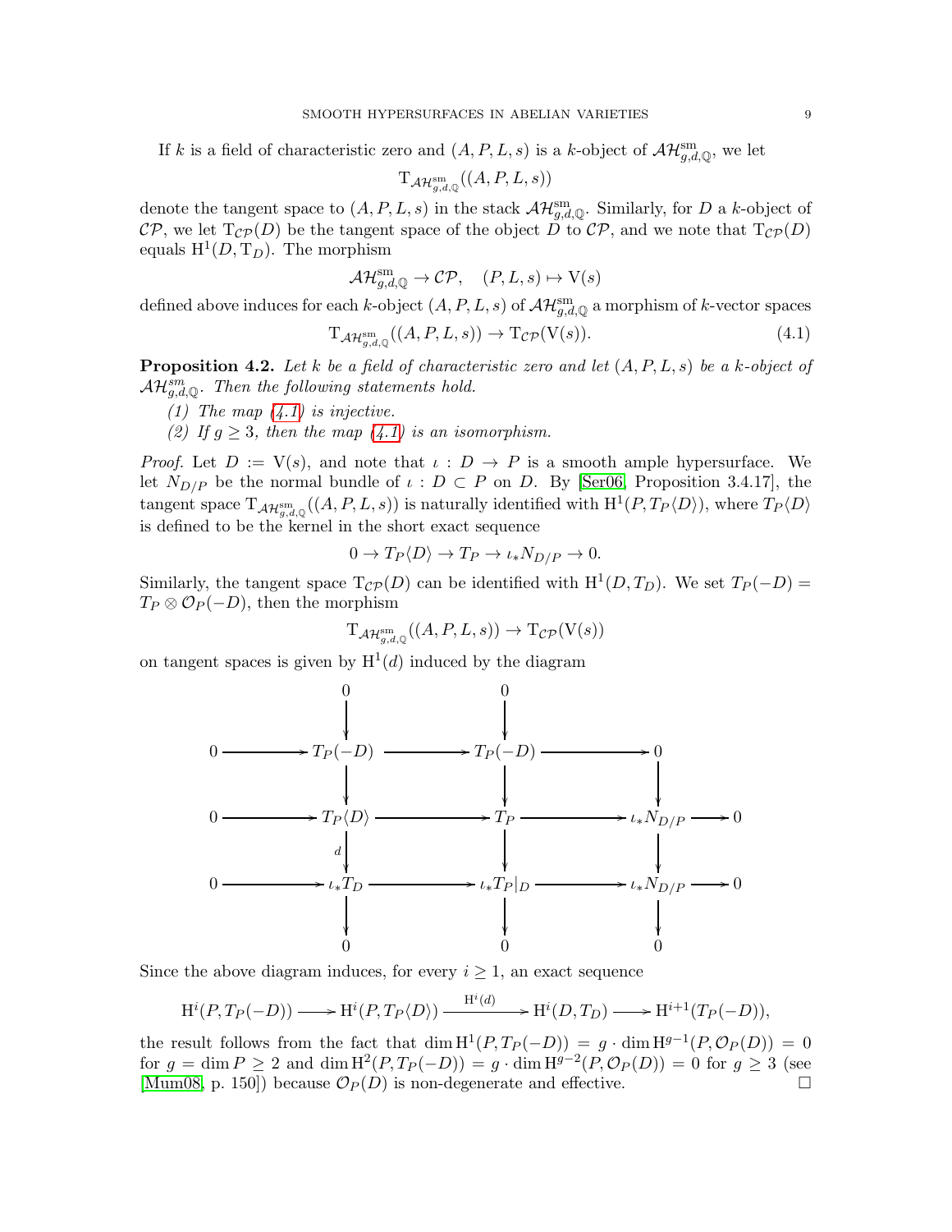If $k$ is a field of characteristic zero and $(A, P, L, s)$ is a $k$-object of $\mathcal{AH}^{\mathrm{sm}}_{g,d,\mathbb{Q}}$, we let

$$\mathrm{T}_{\mathcal{AH}^{\mathrm{sm}}_{g,d,\mathbb{Q}}}((A, P, L, s))$$

denote the tangent space to $(A, P, L, s)$ in the stack $\mathcal{AH}^{\mathrm{sm}}_{g,d,\mathbb{Q}}$. Similarly, for $D$ a $k$-object of $\mathcal{CP}$, we let $\mathrm{T}_{\mathcal{CP}}(D)$ be the tangent space of the object $D$ to $\mathcal{CP}$, and we note that $\mathrm{T}_{\mathcal{CP}}(D)$ equals $\mathrm{H}^1(D, \mathrm{T}_D)$. The morphism

$$\mathcal{AH}^{\mathrm{sm}}_{g,d,\mathbb{Q}} \to \mathcal{CP}, \quad (P, L, s) \mapsto \mathrm{V}(s)$$

defined above induces for each $k$-object $(A, P, L, s)$ of $\mathcal{AH}^{\mathrm{sm}}_{g,d,\mathbb{Q}}$ a morphism of $k$-vector spaces

$$\mathrm{T}_{\mathcal{AH}^{\mathrm{sm}}_{g,d,\mathbb{Q}}}((A, P, L, s)) \to \mathrm{T}_{\mathcal{CP}}(\mathrm{V}(s)). \tag{4.1}$$

**Proposition 4.2.** *Let $k$ be a field of characteristic zero and let $(A, P, L, s)$ be a $k$-object of $\mathcal{AH}^{sm}_{g,d,\mathbb{Q}}$. Then the following statements hold.*

*(1) The map (4.1) is injective.*

*(2) If $g \geq 3$, then the map (4.1) is an isomorphism.*

*Proof.* Let $D := \mathrm{V}(s)$, and note that $\iota : D \to P$ is a smooth ample hypersurface. We let $N_{D/P}$ be the normal bundle of $\iota : D \subset P$ on $D$. By [Ser06, Proposition 3.4.17], the tangent space $\mathrm{T}_{\mathcal{AH}^{\mathrm{sm}}_{g,d,\mathbb{Q}}}((A, P, L, s))$ is naturally identified with $\mathrm{H}^1(P, T_P\langle D\rangle)$, where $T_P\langle D\rangle$ is defined to be the kernel in the short exact sequence

$$0 \to T_P\langle D\rangle \to T_P \to \iota_* N_{D/P} \to 0.$$

Similarly, the tangent space $\mathrm{T}_{\mathcal{CP}}(D)$ can be identified with $\mathrm{H}^1(D, T_D)$. We set $T_P(-D) = T_P \otimes \mathcal{O}_P(-D)$, then the morphism

$$\mathrm{T}_{\mathcal{AH}^{\mathrm{sm}}_{g,d,\mathbb{Q}}}((A, P, L, s)) \to \mathrm{T}_{\mathcal{CP}}(\mathrm{V}(s))$$

on tangent spaces is given by $\mathrm{H}^1(d)$ induced by the diagram

$$\begin{array}{ccccccccc}
 & & 0 & & 0 & & & & \\
 & & \downarrow & & \downarrow & & & & \\
0 & \to & T_P(-D) & \to & T_P(-D) & \to & 0 & & \\
 & & \downarrow & & \downarrow & & \downarrow & & \\
0 & \to & T_P\langle D\rangle & \to & T_P & \to & \iota_* N_{D/P} & \to & 0 \\
 & & \downarrow{\scriptstyle d} & & \downarrow & & \downarrow & & \\
0 & \to & \iota_* T_D & \to & \iota_* T_P|_D & \to & \iota_* N_{D/P} & \to & 0 \\
 & & \downarrow & & \downarrow & & \downarrow & & \\
 & & 0 & & 0 & & 0 & &
\end{array}$$

Since the above diagram induces, for every $i \geq 1$, an exact sequence

$$\mathrm{H}^i(P, T_P(-D)) \longrightarrow \mathrm{H}^i(P, T_P\langle D\rangle) \xrightarrow{\mathrm{H}^i(d)} \mathrm{H}^i(D, T_D) \longrightarrow \mathrm{H}^{i+1}(T_P(-D)),$$

the result follows from the fact that $\dim \mathrm{H}^1(P, T_P(-D)) = g \cdot \dim \mathrm{H}^{g-1}(P, \mathcal{O}_P(D)) = 0$ for $g = \dim P \geq 2$ and $\dim \mathrm{H}^2(P, T_P(-D)) = g \cdot \dim \mathrm{H}^{g-2}(P, \mathcal{O}_P(D)) = 0$ for $g \geq 3$ (see [Mum08, p. 150]) because $\mathcal{O}_P(D)$ is non-degenerate and effective. □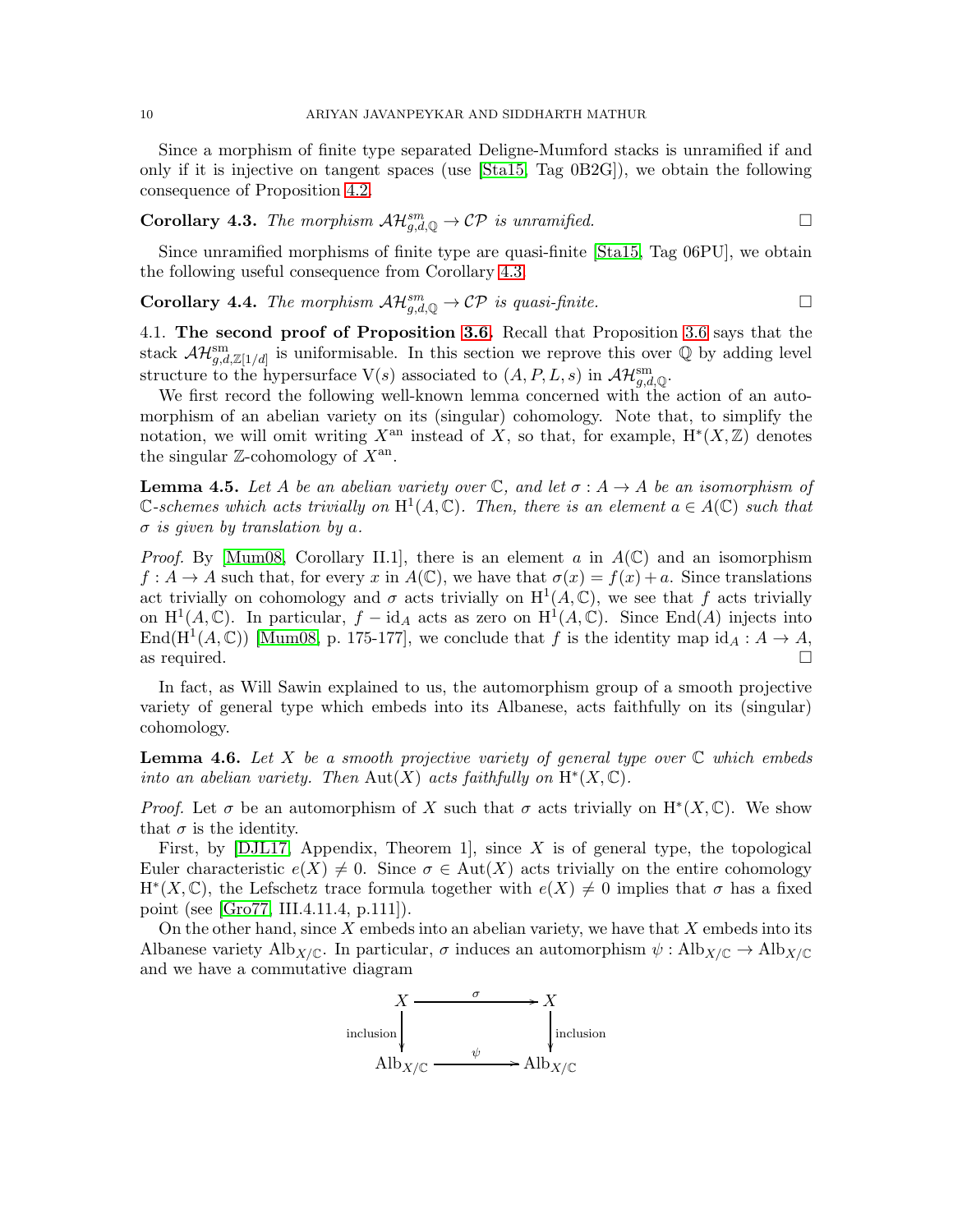Since a morphism of finite type separated Deligne-Mumford stacks is unramified if and only if it is injective on tangent spaces (use [Sta15, Tag 0B2G]), we obtain the following consequence of Proposition 4.2.

**Corollary 4.3.** *The morphism $\mathcal{AH}^{sm}_{g,d,\mathbb{Q}} \to \mathcal{CP}$ is unramified.* □

Since unramified morphisms of finite type are quasi-finite [Sta15, Tag 06PU], we obtain the following useful consequence from Corollary 4.3.

**Corollary 4.4.** *The morphism $\mathcal{AH}^{sm}_{g,d,\mathbb{Q}} \to \mathcal{CP}$ is quasi-finite.* □

4.1. **The second proof of Proposition 3.6.** Recall that Proposition 3.6 says that the stack $\mathcal{AH}^{\mathrm{sm}}_{g,d,\mathbb{Z}[1/d]}$ is uniformisable. In this section we reprove this over $\mathbb{Q}$ by adding level structure to the hypersurface $\mathrm{V}(s)$ associated to $(A, P, L, s)$ in $\mathcal{AH}^{\mathrm{sm}}_{g,d,\mathbb{Q}}$.

We first record the following well-known lemma concerned with the action of an automorphism of an abelian variety on its (singular) cohomology. Note that, to simplify the notation, we will omit writing $X^{\mathrm{an}}$ instead of $X$, so that, for example, $\mathrm{H}^*(X, \mathbb{Z})$ denotes the singular $\mathbb{Z}$-cohomology of $X^{\mathrm{an}}$.

**Lemma 4.5.** *Let $A$ be an abelian variety over $\mathbb{C}$, and let $\sigma : A \to A$ be an isomorphism of $\mathbb{C}$-schemes which acts trivially on $\mathrm{H}^1(A, \mathbb{C})$. Then, there is an element $a \in A(\mathbb{C})$ such that $\sigma$ is given by translation by $a$.*

*Proof.* By [Mum08, Corollary II.1], there is an element $a$ in $A(\mathbb{C})$ and an isomorphism $f : A \to A$ such that, for every $x$ in $A(\mathbb{C})$, we have that $\sigma(x) = f(x) + a$. Since translations act trivially on cohomology and $\sigma$ acts trivially on $\mathrm{H}^1(A, \mathbb{C})$, we see that $f$ acts trivially on $\mathrm{H}^1(A, \mathbb{C})$. In particular, $f - \mathrm{id}_A$ acts as zero on $\mathrm{H}^1(A, \mathbb{C})$. Since $\mathrm{End}(A)$ injects into $\mathrm{End}(\mathrm{H}^1(A, \mathbb{C}))$ [Mum08, p. 175-177], we conclude that $f$ is the identity map $\mathrm{id}_A : A \to A$, as required. □

In fact, as Will Sawin explained to us, the automorphism group of a smooth projective variety of general type which embeds into its Albanese, acts faithfully on its (singular) cohomology.

**Lemma 4.6.** *Let $X$ be a smooth projective variety of general type over $\mathbb{C}$ which embeds into an abelian variety. Then $\mathrm{Aut}(X)$ acts faithfully on $\mathrm{H}^*(X, \mathbb{C})$.*

*Proof.* Let $\sigma$ be an automorphism of $X$ such that $\sigma$ acts trivially on $\mathrm{H}^*(X, \mathbb{C})$. We show that $\sigma$ is the identity.

First, by [DJL17, Appendix, Theorem 1], since $X$ is of general type, the topological Euler characteristic $e(X) \neq 0$. Since $\sigma \in \mathrm{Aut}(X)$ acts trivially on the entire cohomology $\mathrm{H}^*(X, \mathbb{C})$, the Lefschetz trace formula together with $e(X) \neq 0$ implies that $\sigma$ has a fixed point (see [Gro77, III.4.11.4, p.111]).

On the other hand, since $X$ embeds into an abelian variety, we have that $X$ embeds into its Albanese variety $\mathrm{Alb}_{X/\mathbb{C}}$. In particular, $\sigma$ induces an automorphism $\psi : \mathrm{Alb}_{X/\mathbb{C}} \to \mathrm{Alb}_{X/\mathbb{C}}$ and we have a commutative diagram

$$\begin{array}{ccc} X & \xrightarrow{\quad\sigma\quad} & X \\ {\scriptstyle\text{inclusion}}\downarrow & & \downarrow{\scriptstyle\text{inclusion}} \\ \mathrm{Alb}_{X/\mathbb{C}} & \xrightarrow{\quad\psi\quad} & \mathrm{Alb}_{X/\mathbb{C}} \end{array}$$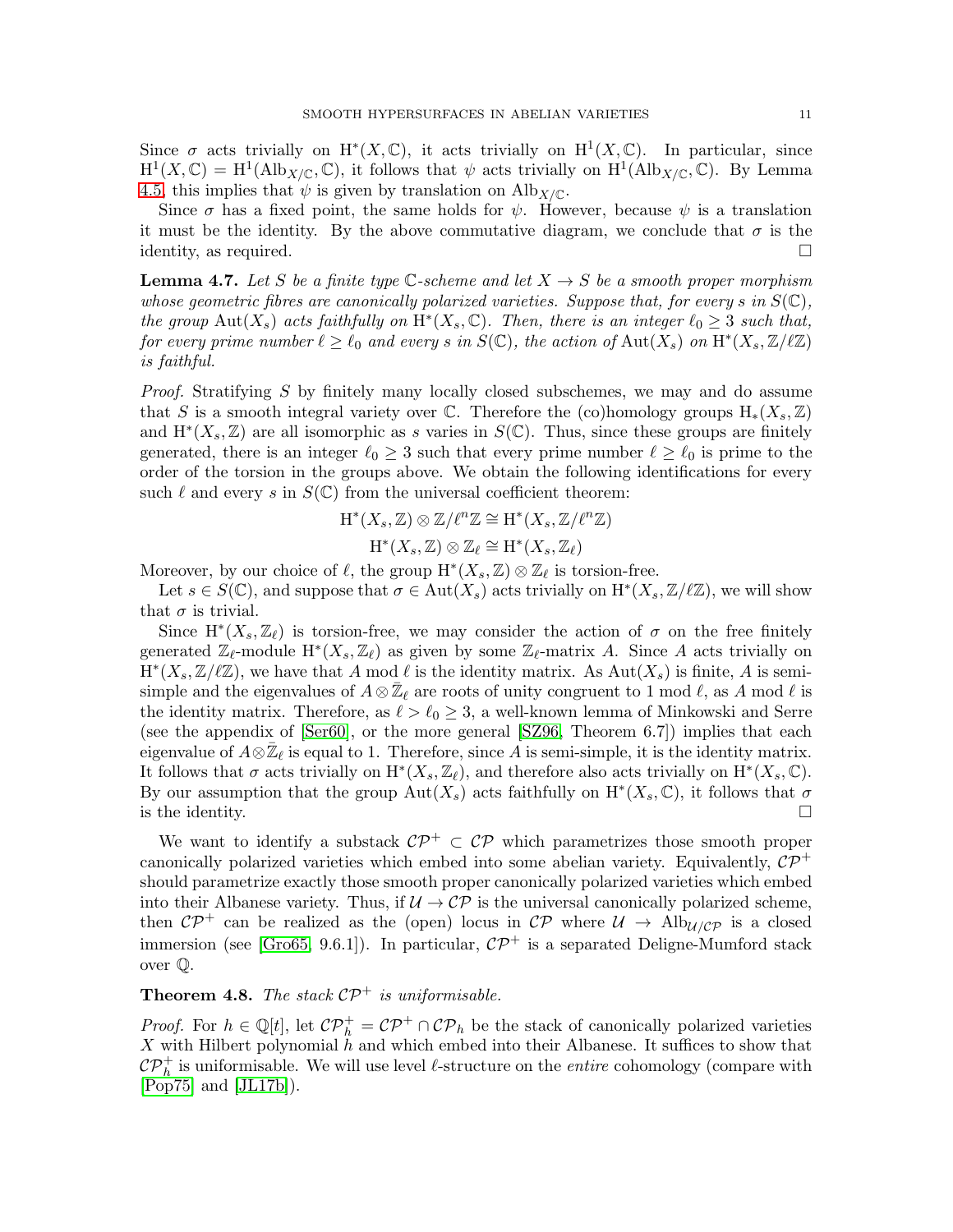Since $\sigma$ acts trivially on $\mathrm{H}^*(X,\mathbb{C})$, it acts trivially on $\mathrm{H}^1(X,\mathbb{C})$. In particular, since $\mathrm{H}^1(X,\mathbb{C}) = \mathrm{H}^1(\mathrm{Alb}_{X/\mathbb{C}},\mathbb{C})$, it follows that $\psi$ acts trivially on $\mathrm{H}^1(\mathrm{Alb}_{X/\mathbb{C}},\mathbb{C})$. By Lemma 4.5, this implies that $\psi$ is given by translation on $\mathrm{Alb}_{X/\mathbb{C}}$.

Since $\sigma$ has a fixed point, the same holds for $\psi$. However, because $\psi$ is a translation it must be the identity. By the above commutative diagram, we conclude that $\sigma$ is the identity, as required. □

**Lemma 4.7.** *Let $S$ be a finite type $\mathbb{C}$-scheme and let $X \to S$ be a smooth proper morphism whose geometric fibres are canonically polarized varieties. Suppose that, for every $s$ in $S(\mathbb{C})$, the group $\mathrm{Aut}(X_s)$ acts faithfully on $\mathrm{H}^*(X_s,\mathbb{C})$. Then, there is an integer $\ell_0 \geq 3$ such that, for every prime number $\ell \geq \ell_0$ and every $s$ in $S(\mathbb{C})$, the action of $\mathrm{Aut}(X_s)$ on $\mathrm{H}^*(X_s,\mathbb{Z}/\ell\mathbb{Z})$ is faithful.*

*Proof.* Stratifying $S$ by finitely many locally closed subschemes, we may and do assume that $S$ is a smooth integral variety over $\mathbb{C}$. Therefore the (co)homology groups $\mathrm{H}_*(X_s,\mathbb{Z})$ and $\mathrm{H}^*(X_s,\mathbb{Z})$ are all isomorphic as $s$ varies in $S(\mathbb{C})$. Thus, since these groups are finitely generated, there is an integer $\ell_0 \geq 3$ such that every prime number $\ell \geq \ell_0$ is prime to the order of the torsion in the groups above. We obtain the following identifications for every such $\ell$ and every $s$ in $S(\mathbb{C})$ from the universal coefficient theorem:

$$\mathrm{H}^*(X_s,\mathbb{Z}) \otimes \mathbb{Z}/\ell^n\mathbb{Z} \cong \mathrm{H}^*(X_s,\mathbb{Z}/\ell^n\mathbb{Z})$$

$$\mathrm{H}^*(X_s,\mathbb{Z}) \otimes \mathbb{Z}_\ell \cong \mathrm{H}^*(X_s,\mathbb{Z}_\ell)$$

Moreover, by our choice of $\ell$, the group $\mathrm{H}^*(X_s,\mathbb{Z}) \otimes \mathbb{Z}_\ell$ is torsion-free.

Let $s \in S(\mathbb{C})$, and suppose that $\sigma \in \mathrm{Aut}(X_s)$ acts trivially on $\mathrm{H}^*(X_s,\mathbb{Z}/\ell\mathbb{Z})$, we will show that $\sigma$ is trivial.

Since $\mathrm{H}^*(X_s,\mathbb{Z}_\ell)$ is torsion-free, we may consider the action of $\sigma$ on the free finitely generated $\mathbb{Z}_\ell$-module $\mathrm{H}^*(X_s,\mathbb{Z}_\ell)$ as given by some $\mathbb{Z}_\ell$-matrix $A$. Since $A$ acts trivially on $\mathrm{H}^*(X_s,\mathbb{Z}/\ell\mathbb{Z})$, we have that $A$ mod $\ell$ is the identity matrix. As $\mathrm{Aut}(X_s)$ is finite, $A$ is semi-simple and the eigenvalues of $A \otimes \bar{\mathbb{Z}}_\ell$ are roots of unity congruent to 1 mod $\ell$, as $A$ mod $\ell$ is the identity matrix. Therefore, as $\ell > \ell_0 \geq 3$, a well-known lemma of Minkowski and Serre (see the appendix of [Ser60], or the more general [SZ96, Theorem 6.7]) implies that each eigenvalue of $A \otimes \bar{\mathbb{Z}}_\ell$ is equal to 1. Therefore, since $A$ is semi-simple, it is the identity matrix. It follows that $\sigma$ acts trivially on $\mathrm{H}^*(X_s,\mathbb{Z}_\ell)$, and therefore also acts trivially on $\mathrm{H}^*(X_s,\mathbb{C})$. By our assumption that the group $\mathrm{Aut}(X_s)$ acts faithfully on $\mathrm{H}^*(X_s,\mathbb{C})$, it follows that $\sigma$ is the identity. □

We want to identify a substack $\mathcal{CP}^+ \subset \mathcal{CP}$ which parametrizes those smooth proper canonically polarized varieties which embed into some abelian variety. Equivalently, $\mathcal{CP}^+$ should parametrize exactly those smooth proper canonically polarized varieties which embed into their Albanese variety. Thus, if $\mathcal{U} \to \mathcal{CP}$ is the universal canonically polarized scheme, then $\mathcal{CP}^+$ can be realized as the (open) locus in $\mathcal{CP}$ where $\mathcal{U} \to \mathrm{Alb}_{\mathcal{U}/\mathcal{CP}}$ is a closed immersion (see [Gro65, 9.6.1]). In particular, $\mathcal{CP}^+$ is a separated Deligne-Mumford stack over $\mathbb{Q}$.

**Theorem 4.8.** *The stack $\mathcal{CP}^+$ is uniformisable.*

*Proof.* For $h \in \mathbb{Q}[t]$, let $\mathcal{CP}^+_h = \mathcal{CP}^+ \cap \mathcal{CP}_h$ be the stack of canonically polarized varieties $X$ with Hilbert polynomial $h$ and which embed into their Albanese. It suffices to show that $\mathcal{CP}^+_h$ is uniformisable. We will use level $\ell$-structure on the *entire* cohomology (compare with [Pop75] and [JL17b]).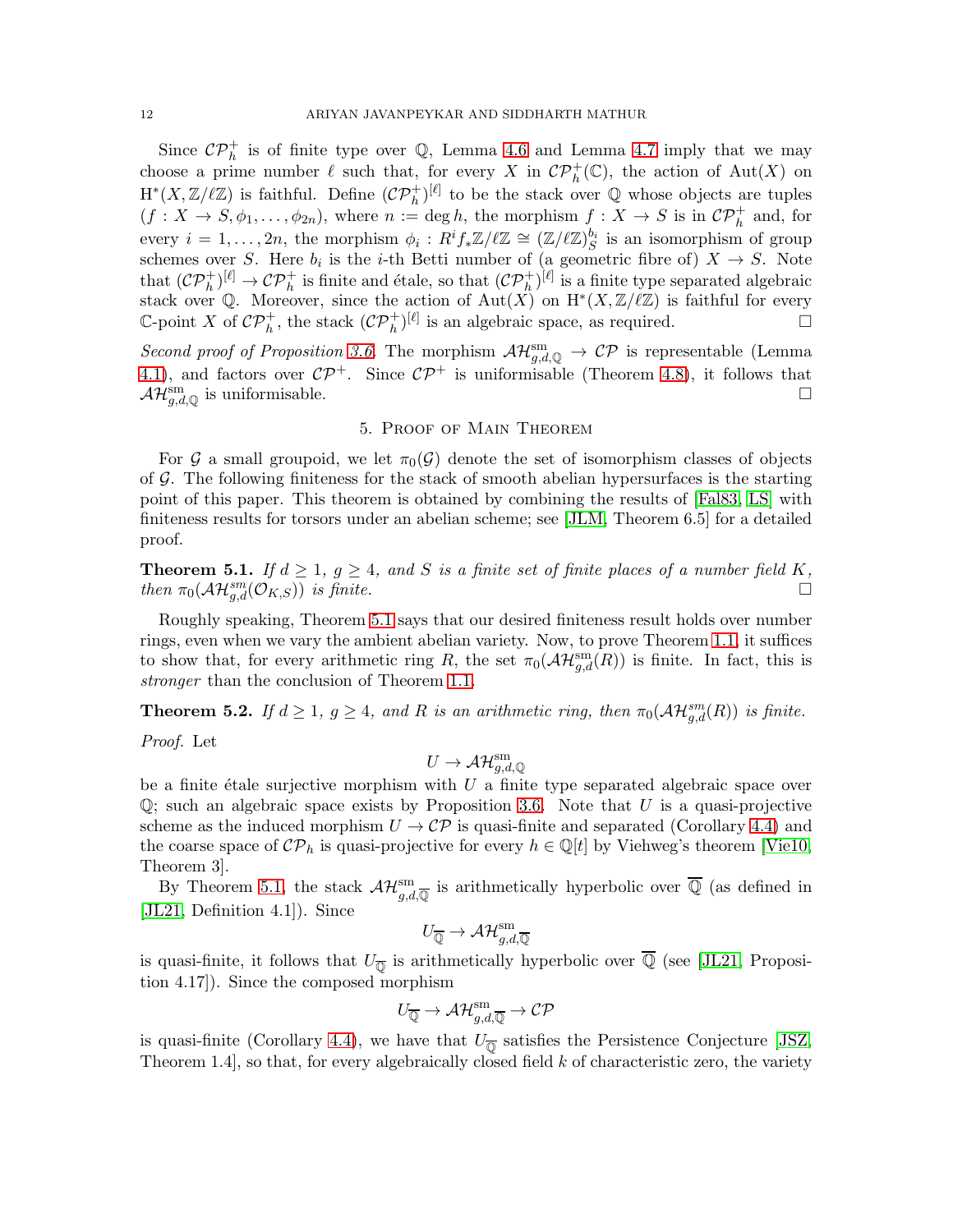Since $\mathcal{CP}_h^+$ is of finite type over $\mathbb{Q}$, Lemma 4.6 and Lemma 4.7 imply that we may choose a prime number $\ell$ such that, for every $X$ in $\mathcal{CP}_h^+(\mathbb{C})$, the action of $\mathrm{Aut}(X)$ on $\mathrm{H}^*(X, \mathbb{Z}/\ell\mathbb{Z})$ is faithful. Define $(\mathcal{CP}_h^+)^{[\ell]}$ to be the stack over $\mathbb{Q}$ whose objects are tuples $(f : X \to S, \phi_1, \ldots, \phi_{2n})$, where $n := \deg h$, the morphism $f : X \to S$ is in $\mathcal{CP}_h^+$ and, for every $i = 1, \ldots, 2n$, the morphism $\phi_i : R^i f_* \mathbb{Z}/\ell\mathbb{Z} \cong (\mathbb{Z}/\ell\mathbb{Z})_S^{b_i}$ is an isomorphism of group schemes over $S$. Here $b_i$ is the $i$-th Betti number of (a geometric fibre of) $X \to S$. Note that $(\mathcal{CP}_h^+)^{[\ell]} \to \mathcal{CP}_h^+$ is finite and étale, so that $(\mathcal{CP}_h^+)^{[\ell]}$ is a finite type separated algebraic stack over $\mathbb{Q}$. Moreover, since the action of $\mathrm{Aut}(X)$ on $\mathrm{H}^*(X, \mathbb{Z}/\ell\mathbb{Z})$ is faithful for every $\mathbb{C}$-point $X$ of $\mathcal{CP}_h^+$, the stack $(\mathcal{CP}_h^+)^{[\ell]}$ is an algebraic space, as required. □

*Second proof of Proposition 3.6.* The morphism $\mathcal{AH}^{\mathrm{sm}}_{g,d,\mathbb{Q}} \to \mathcal{CP}$ is representable (Lemma 4.1), and factors over $\mathcal{CP}^+$. Since $\mathcal{CP}^+$ is uniformisable (Theorem 4.8), it follows that $\mathcal{AH}^{\mathrm{sm}}_{g,d,\mathbb{Q}}$ is uniformisable. □

## 5. Proof of Main Theorem

For $\mathcal{G}$ a small groupoid, we let $\pi_0(\mathcal{G})$ denote the set of isomorphism classes of objects of $\mathcal{G}$. The following finiteness for the stack of smooth abelian hypersurfaces is the starting point of this paper. This theorem is obtained by combining the results of [Fal83, LS] with finiteness results for torsors under an abelian scheme; see [JLM, Theorem 6.5] for a detailed proof.

**Theorem 5.1.** *If $d \geq 1$, $g \geq 4$, and $S$ is a finite set of finite places of a number field $K$, then $\pi_0(\mathcal{AH}^{sm}_{g,d}(\mathcal{O}_{K,S}))$ is finite.* □

Roughly speaking, Theorem 5.1 says that our desired finiteness result holds over number rings, even when we vary the ambient abelian variety. Now, to prove Theorem 1.1, it suffices to show that, for every arithmetic ring $R$, the set $\pi_0(\mathcal{AH}^{\mathrm{sm}}_{g,d}(R))$ is finite. In fact, this is *stronger* than the conclusion of Theorem 1.1.

**Theorem 5.2.** *If $d \geq 1$, $g \geq 4$, and $R$ is an arithmetic ring, then $\pi_0(\mathcal{AH}^{sm}_{g,d}(R))$ is finite.*

*Proof.* Let

$$U \to \mathcal{AH}^{\mathrm{sm}}_{g,d,\mathbb{Q}}$$

be a finite étale surjective morphism with $U$ a finite type separated algebraic space over $\mathbb{Q}$; such an algebraic space exists by Proposition 3.6. Note that $U$ is a quasi-projective scheme as the induced morphism $U \to \mathcal{CP}$ is quasi-finite and separated (Corollary 4.4) and the coarse space of $\mathcal{CP}_h$ is quasi-projective for every $h \in \mathbb{Q}[t]$ by Viehweg's theorem [Vie10, Theorem 3].

By Theorem 5.1, the stack $\mathcal{AH}^{\mathrm{sm}}_{g,d,\overline{\mathbb{Q}}}$ is arithmetically hyperbolic over $\overline{\mathbb{Q}}$ (as defined in [JL21, Definition 4.1]). Since

$$U_{\overline{\mathbb{Q}}} \to \mathcal{AH}^{\mathrm{sm}}_{g,d,\overline{\mathbb{Q}}}$$

is quasi-finite, it follows that $U_{\overline{\mathbb{Q}}}$ is arithmetically hyperbolic over $\overline{\mathbb{Q}}$ (see [JL21, Proposition 4.17]). Since the composed morphism

$$U_{\overline{\mathbb{Q}}} \to \mathcal{AH}^{\mathrm{sm}}_{g,d,\overline{\mathbb{Q}}} \to \mathcal{CP}$$

is quasi-finite (Corollary 4.4), we have that $U_{\overline{\mathbb{Q}}}$ satisfies the Persistence Conjecture [JSZ, Theorem 1.4], so that, for every algebraically closed field $k$ of characteristic zero, the variety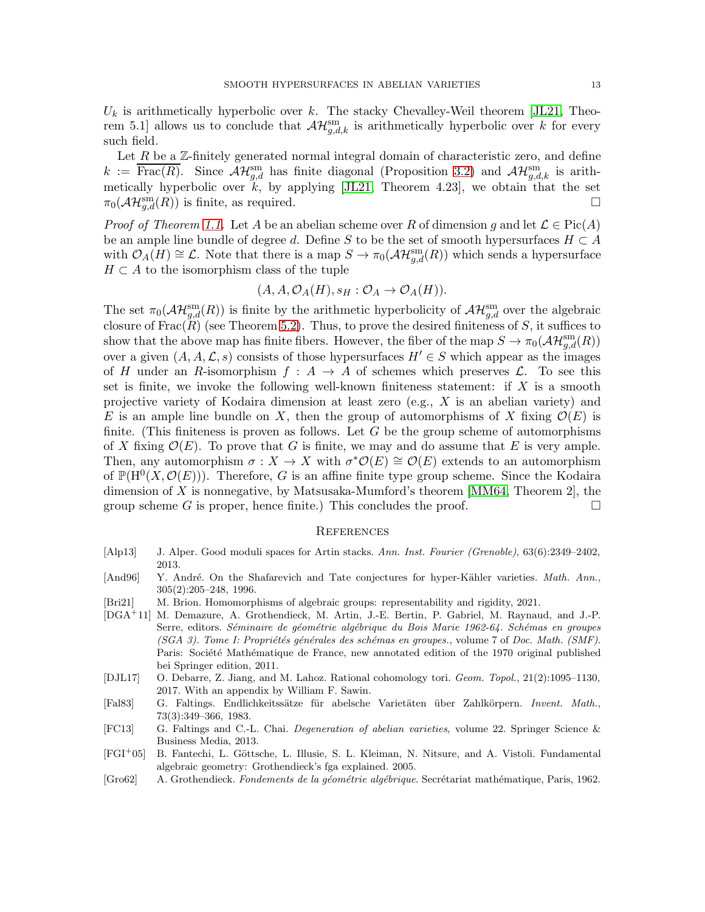$U_k$ is arithmetically hyperbolic over $k$. The stacky Chevalley-Weil theorem [JL21, Theorem 5.1] allows us to conclude that $\mathcal{AH}^{\text{sm}}_{g,d,k}$ is arithmetically hyperbolic over $k$ for every such field.

Let $R$ be a $\mathbb{Z}$-finitely generated normal integral domain of characteristic zero, and define $k := \overline{\text{Frac}(R)}$. Since $\mathcal{AH}^{\text{sm}}_{g,d}$ has finite diagonal (Proposition 3.2) and $\mathcal{AH}^{\text{sm}}_{g,d,k}$ is arithmetically hyperbolic over $k$, by applying [JL21, Theorem 4.23], we obtain that the set $\pi_0(\mathcal{AH}^{\text{sm}}_{g,d}(R))$ is finite, as required. $\square$

*Proof of Theorem 1.1.* Let $A$ be an abelian scheme over $R$ of dimension $g$ and let $\mathcal{L} \in \text{Pic}(A)$ be an ample line bundle of degree $d$. Define $S$ to be the set of smooth hypersurfaces $H \subset A$ with $\mathcal{O}_A(H) \cong \mathcal{L}$. Note that there is a map $S \to \pi_0(\mathcal{AH}^{\text{sm}}_{g,d}(R))$ which sends a hypersurface $H \subset A$ to the isomorphism class of the tuple

$$(A, A, \mathcal{O}_A(H), s_H : \mathcal{O}_A \to \mathcal{O}_A(H)).$$

The set $\pi_0(\mathcal{AH}^{\text{sm}}_{g,d}(R))$ is finite by the arithmetic hyperbolicity of $\mathcal{AH}^{\text{sm}}_{g,d}$ over the algebraic closure of $\text{Frac}(R)$ (see Theorem 5.2). Thus, to prove the desired finiteness of $S$, it suffices to show that the above map has finite fibers. However, the fiber of the map $S \to \pi_0(\mathcal{AH}^{\text{sm}}_{g,d}(R))$ over a given $(A, A, \mathcal{L}, s)$ consists of those hypersurfaces $H' \in S$ which appear as the images of $H$ under an $R$-isomorphism $f : A \to A$ of schemes which preserves $\mathcal{L}$. To see this set is finite, we invoke the following well-known finiteness statement: if $X$ is a smooth projective variety of Kodaira dimension at least zero (e.g., $X$ is an abelian variety) and $E$ is an ample line bundle on $X$, then the group of automorphisms of $X$ fixing $\mathcal{O}(E)$ is finite. (This finiteness is proven as follows. Let $G$ be the group scheme of automorphisms of $X$ fixing $\mathcal{O}(E)$. To prove that $G$ is finite, we may and do assume that $E$ is very ample. Then, any automorphism $\sigma : X \to X$ with $\sigma^*\mathcal{O}(E) \cong \mathcal{O}(E)$ extends to an automorphism of $\mathbb{P}(\text{H}^0(X, \mathcal{O}(E)))$. Therefore, $G$ is an affine finite type group scheme. Since the Kodaira dimension of $X$ is nonnegative, by Matsusaka-Mumford's theorem [MM64, Theorem 2], the group scheme $G$ is proper, hence finite.) This concludes the proof. $\square$

## References

- [Alp13] J. Alper. Good moduli spaces for Artin stacks. *Ann. Inst. Fourier (Grenoble)*, 63(6):2349–2402, 2013.
- [And96] Y. André. On the Shafarevich and Tate conjectures for hyper-Kähler varieties. *Math. Ann.*, 305(2):205–248, 1996.
- [Bri21] M. Brion. Homomorphisms of algebraic groups: representability and rigidity, 2021.
- [DGA+11] M. Demazure, A. Grothendieck, M. Artin, J.-E. Bertin, P. Gabriel, M. Raynaud, and J.-P. Serre, editors. *Séminaire de géométrie algébrique du Bois Marie 1962-64. Schémas en groupes (SGA 3). Tome I: Propriétés générales des schémas en groupes.*, volume 7 of *Doc. Math. (SMF)*. Paris: Société Mathématique de France, new annotated edition of the 1970 original published bei Springer edition, 2011.
- [DJL17] O. Debarre, Z. Jiang, and M. Lahoz. Rational cohomology tori. *Geom. Topol.*, 21(2):1095–1130, 2017. With an appendix by William F. Sawin.
- [Fal83] G. Faltings. Endlichkeitssätze für abelsche Varietäten über Zahlkörpern. *Invent. Math.*, 73(3):349–366, 1983.
- [FC13] G. Faltings and C.-L. Chai. *Degeneration of abelian varieties*, volume 22. Springer Science & Business Media, 2013.
- [FGI+05] B. Fantechi, L. Göttsche, L. Illusie, S. L. Kleiman, N. Nitsure, and A. Vistoli. Fundamental algebraic geometry: Grothendieck's fga explained. 2005.
- [Gro62] A. Grothendieck. *Fondements de la géométrie algébrique*. Secrétariat mathématique, Paris, 1962.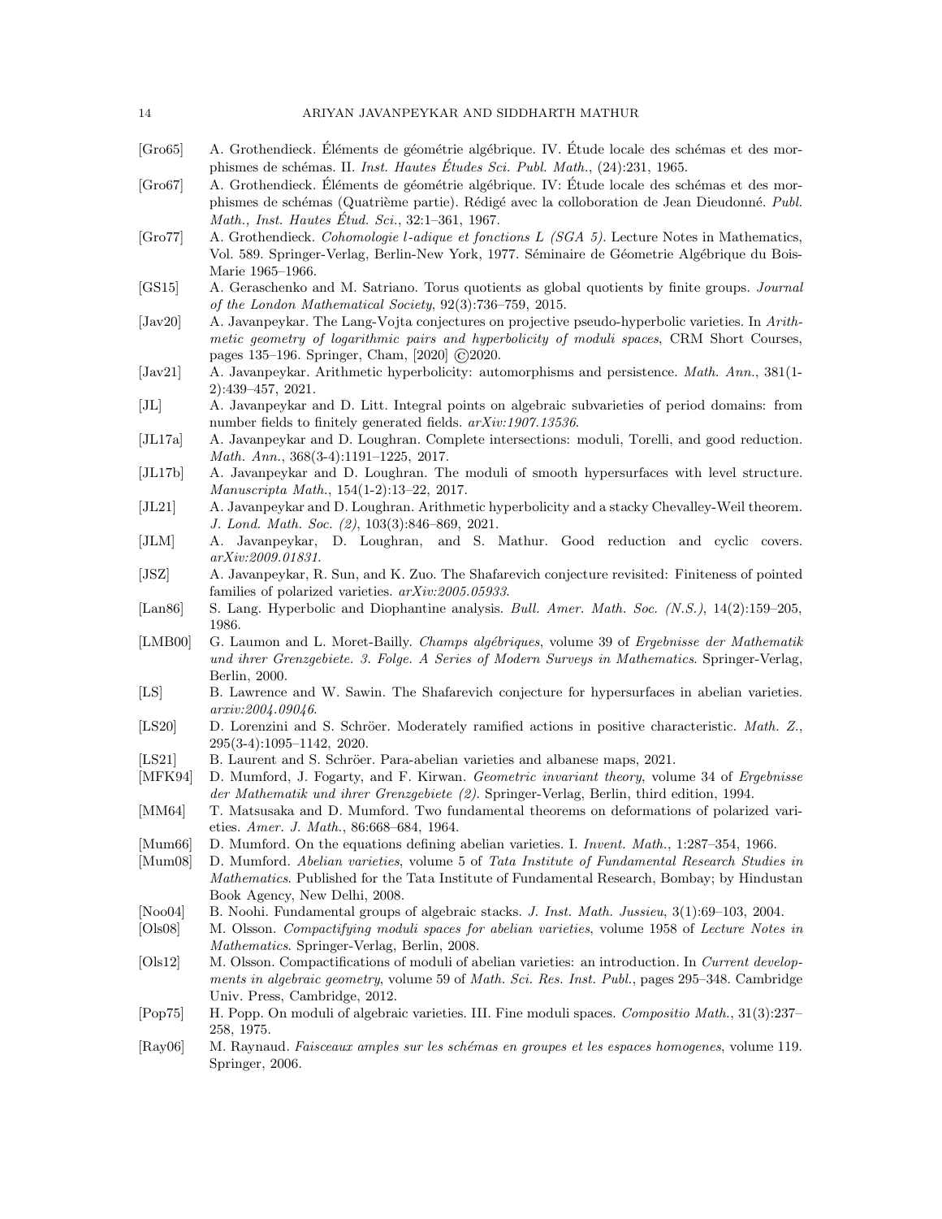- [Gro65] A. Grothendieck. Éléments de géométrie algébrique. IV. Étude locale des schémas et des morphismes de schémas. II. *Inst. Hautes Études Sci. Publ. Math.*, (24):231, 1965.
- [Gro67] A. Grothendieck. Éléments de géométrie algébrique. IV: Étude locale des schémas et des morphismes de schémas (Quatrième partie). Rédigé avec la colloboration de Jean Dieudonné. *Publ. Math., Inst. Hautes Étud. Sci.*, 32:1–361, 1967.
- [Gro77] A. Grothendieck. *Cohomologie l-adique et fonctions L (SGA 5)*. Lecture Notes in Mathematics, Vol. 589. Springer-Verlag, Berlin-New York, 1977. Séminaire de Géometrie Algébrique du Bois-Marie 1965–1966.
- [GS15] A. Geraschenko and M. Satriano. Torus quotients as global quotients by finite groups. *Journal of the London Mathematical Society*, 92(3):736–759, 2015.
- [Jav20] A. Javanpeykar. The Lang-Vojta conjectures on projective pseudo-hyperbolic varieties. In *Arithmetic geometry of logarithmic pairs and hyperbolicity of moduli spaces*, CRM Short Courses, pages 135–196. Springer, Cham, [2020] ©2020.
- [Jav21] A. Javanpeykar. Arithmetic hyperbolicity: automorphisms and persistence. *Math. Ann.*, 381(1-2):439–457, 2021.
- [JL] A. Javanpeykar and D. Litt. Integral points on algebraic subvarieties of period domains: from number fields to finitely generated fields. *arXiv:1907.13536*.
- [JL17a] A. Javanpeykar and D. Loughran. Complete intersections: moduli, Torelli, and good reduction. *Math. Ann.*, 368(3-4):1191–1225, 2017.
- [JL17b] A. Javanpeykar and D. Loughran. The moduli of smooth hypersurfaces with level structure. *Manuscripta Math.*, 154(1-2):13–22, 2017.
- [JL21] A. Javanpeykar and D. Loughran. Arithmetic hyperbolicity and a stacky Chevalley-Weil theorem. *J. Lond. Math. Soc. (2)*, 103(3):846–869, 2021.
- [JLM] A. Javanpeykar, D. Loughran, and S. Mathur. Good reduction and cyclic covers. *arXiv:2009.01831*.
- [JSZ] A. Javanpeykar, R. Sun, and K. Zuo. The Shafarevich conjecture revisited: Finiteness of pointed families of polarized varieties. *arXiv:2005.05933*.
- [Lan86] S. Lang. Hyperbolic and Diophantine analysis. *Bull. Amer. Math. Soc. (N.S.)*, 14(2):159–205, 1986.
- [LMB00] G. Laumon and L. Moret-Bailly. *Champs algébriques*, volume 39 of *Ergebnisse der Mathematik und ihrer Grenzgebiete. 3. Folge. A Series of Modern Surveys in Mathematics*. Springer-Verlag, Berlin, 2000.
- [LS] B. Lawrence and W. Sawin. The Shafarevich conjecture for hypersurfaces in abelian varieties. *arxiv:2004.09046*.
- [LS20] D. Lorenzini and S. Schröer. Moderately ramified actions in positive characteristic. *Math. Z.*, 295(3-4):1095–1142, 2020.
- [LS21] B. Laurent and S. Schröer. Para-abelian varieties and albanese maps, 2021.
- [MFK94] D. Mumford, J. Fogarty, and F. Kirwan. *Geometric invariant theory*, volume 34 of *Ergebnisse der Mathematik und ihrer Grenzgebiete (2)*. Springer-Verlag, Berlin, third edition, 1994.
- [MM64] T. Matsusaka and D. Mumford. Two fundamental theorems on deformations of polarized varieties. *Amer. J. Math.*, 86:668–684, 1964.
- [Mum66] D. Mumford. On the equations defining abelian varieties. I. *Invent. Math.*, 1:287–354, 1966.
- [Mum08] D. Mumford. *Abelian varieties*, volume 5 of *Tata Institute of Fundamental Research Studies in Mathematics*. Published for the Tata Institute of Fundamental Research, Bombay; by Hindustan Book Agency, New Delhi, 2008.
- [Noo04] B. Noohi. Fundamental groups of algebraic stacks. *J. Inst. Math. Jussieu*, 3(1):69–103, 2004.
- [Ols08] M. Olsson. *Compactifying moduli spaces for abelian varieties*, volume 1958 of *Lecture Notes in Mathematics*. Springer-Verlag, Berlin, 2008.
- [Ols12] M. Olsson. Compactifications of moduli of abelian varieties: an introduction. In *Current developments in algebraic geometry*, volume 59 of *Math. Sci. Res. Inst. Publ.*, pages 295–348. Cambridge Univ. Press, Cambridge, 2012.
- [Pop75] H. Popp. On moduli of algebraic varieties. III. Fine moduli spaces. *Compositio Math.*, 31(3):237–258, 1975.
- [Ray06] M. Raynaud. *Faisceaux amples sur les schémas en groupes et les espaces homogenes*, volume 119. Springer, 2006.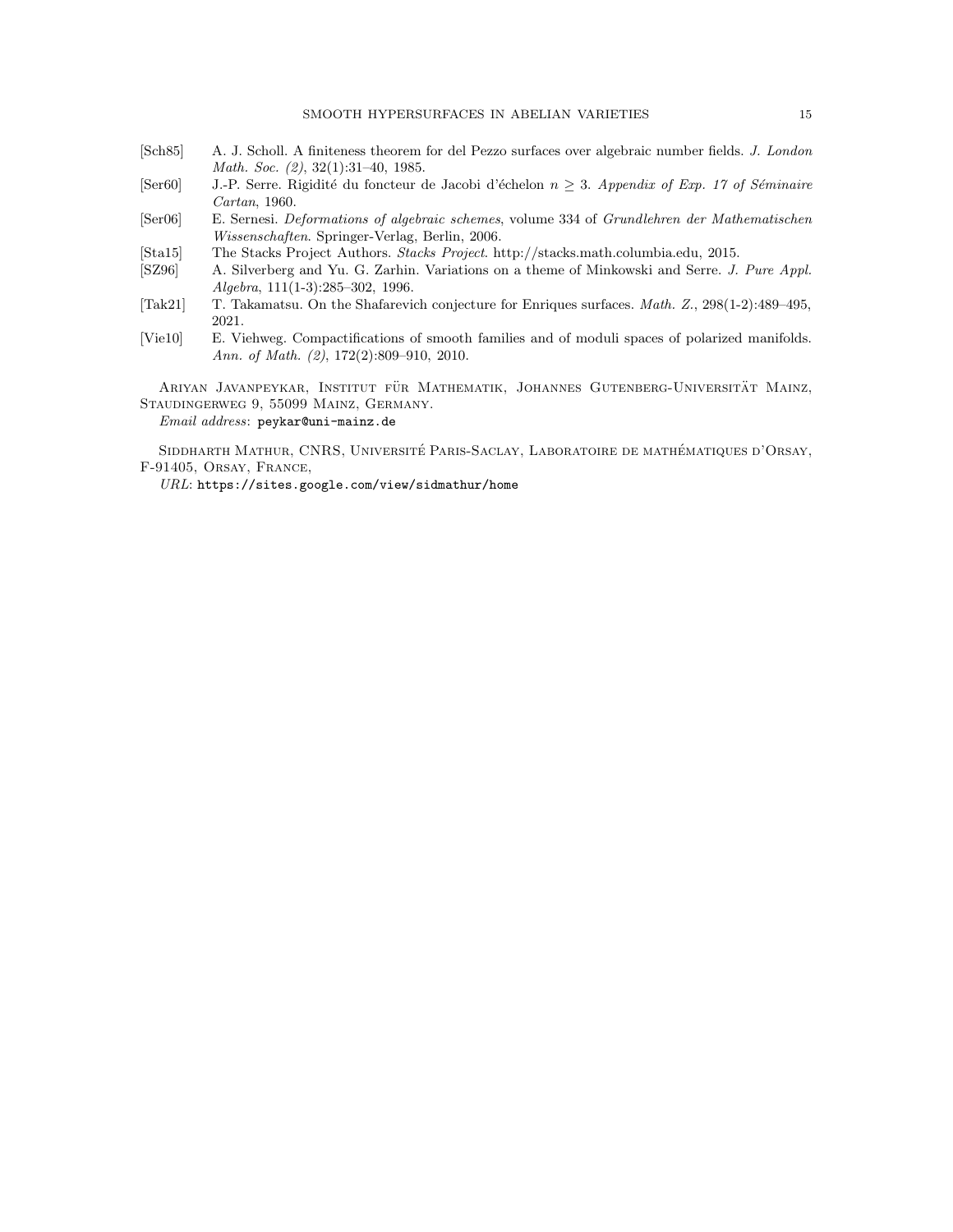[Sch85] A. J. Scholl. A finiteness theorem for del Pezzo surfaces over algebraic number fields. *J. London Math. Soc. (2)*, 32(1):31–40, 1985.

[Ser60] J.-P. Serre. Rigidité du foncteur de Jacobi d'échelon $n \geq 3$. *Appendix of Exp. 17 of Séminaire Cartan*, 1960.

[Ser06] E. Sernesi. *Deformations of algebraic schemes*, volume 334 of *Grundlehren der Mathematischen Wissenschaften*. Springer-Verlag, Berlin, 2006.

[Sta15] The Stacks Project Authors. *Stacks Project*. http://stacks.math.columbia.edu, 2015.

[SZ96] A. Silverberg and Yu. G. Zarhin. Variations on a theme of Minkowski and Serre. *J. Pure Appl. Algebra*, 111(1-3):285–302, 1996.

[Tak21] T. Takamatsu. On the Shafarevich conjecture for Enriques surfaces. *Math. Z.*, 298(1-2):489–495, 2021.

[Vie10] E. Viehweg. Compactifications of smooth families and of moduli spaces of polarized manifolds. *Ann. of Math. (2)*, 172(2):809–910, 2010.

Ariyan Javanpeykar, Institut für Mathematik, Johannes Gutenberg-Universität Mainz, Staudingerweg 9, 55099 Mainz, Germany.

*Email address*: peykar@uni-mainz.de

Siddharth Mathur, CNRS, Université Paris-Saclay, Laboratoire de mathématiques d'Orsay, F-91405, Orsay, France,

*URL*: https://sites.google.com/view/sidmathur/home